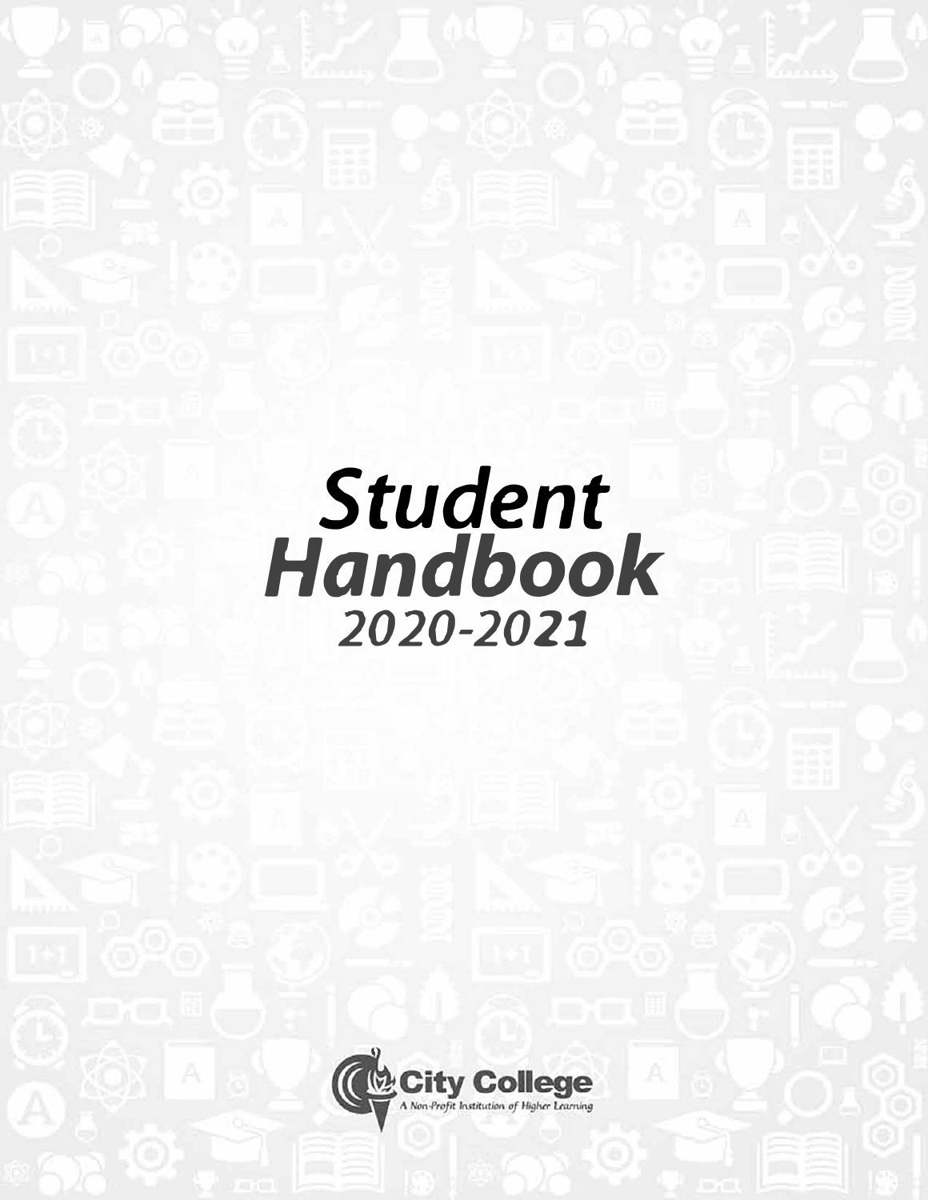# Student Handbook

## 2020-2021

City College

A Non-Profit Institution of Higher Learning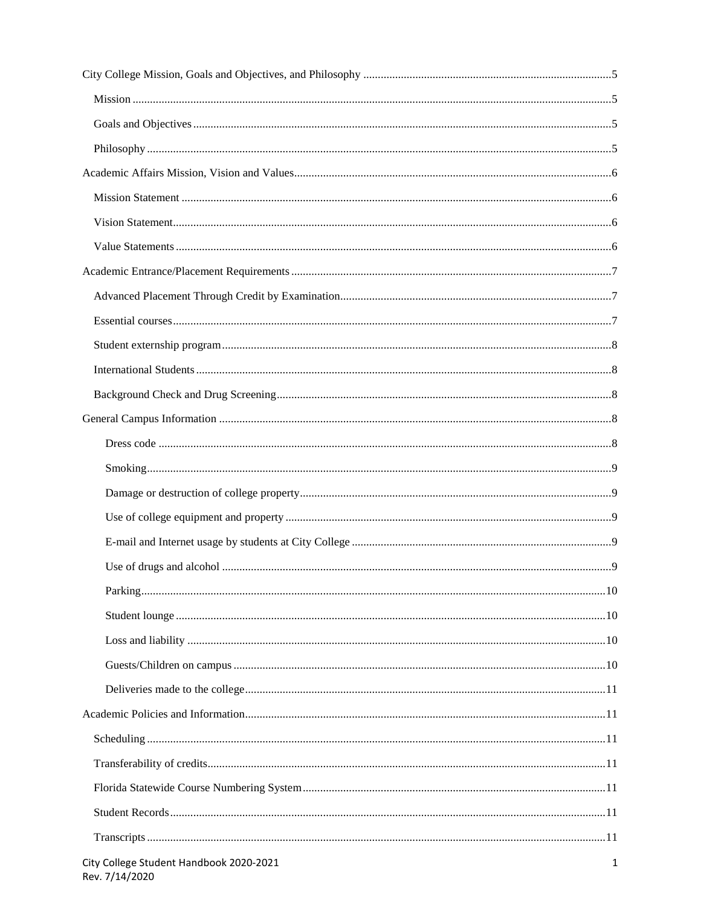City College Mission, Goals and Objectives, and Philosophy .....5

- Mission .....5
- Goals and Objectives .....5
- Philosophy .....5

Academic Affairs Mission, Vision and Values .....6

- Mission Statement .....6
- Vision Statement .....6
- Value Statements .....6

Academic Entrance/Placement Requirements .....7

- Advanced Placement Through Credit by Examination .....7
- Essential courses .....7
- Student externship program .....8
- International Students .....8
- Background Check and Drug Screening .....8

General Campus Information .....8

- Dress code .....8
- Smoking .....9
- Damage or destruction of college property .....9
- Use of college equipment and property .....9
- E-mail and Internet usage by students at City College .....9
- Use of drugs and alcohol .....9
- Parking .....10
- Student lounge .....10
- Loss and liability .....10
- Guests/Children on campus .....10
- Deliveries made to the college .....11

Academic Policies and Information .....11

- Scheduling .....11
- Transferability of credits .....11
- Florida Statewide Course Numbering System .....11
- Student Records .....11
- Transcripts .....11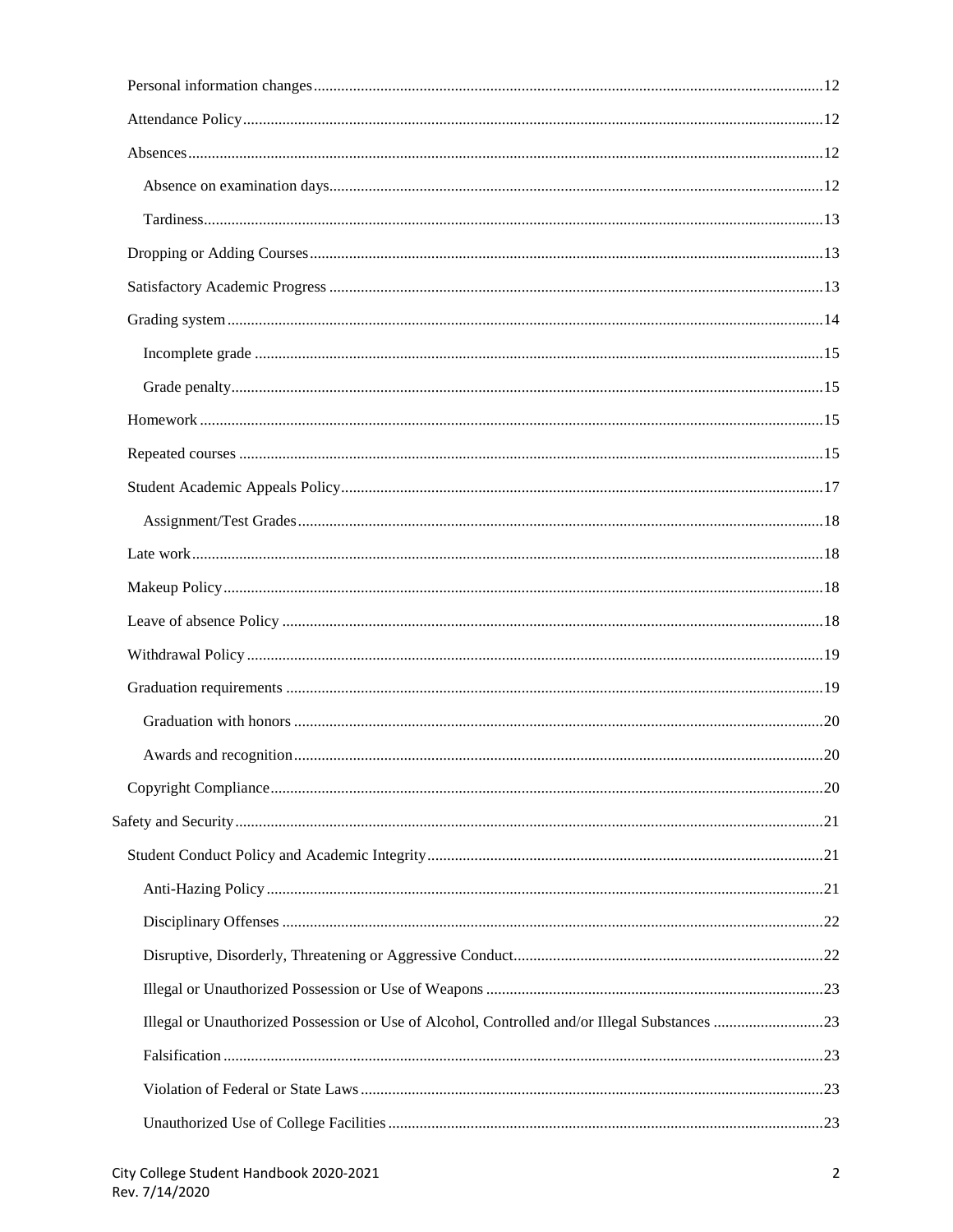- Personal information changes ..... 12
- Attendance Policy ..... 12
- Absences ..... 12
  - Absence on examination days ..... 12
  - Tardiness ..... 13
- Dropping or Adding Courses ..... 13
- Satisfactory Academic Progress ..... 13
- Grading system ..... 14
  - Incomplete grade ..... 15
  - Grade penalty ..... 15
- Homework ..... 15
- Repeated courses ..... 15
- Student Academic Appeals Policy ..... 17
  - Assignment/Test Grades ..... 18
- Late work ..... 18
- Makeup Policy ..... 18
- Leave of absence Policy ..... 18
- Withdrawal Policy ..... 19
- Graduation requirements ..... 19
  - Graduation with honors ..... 20
  - Awards and recognition ..... 20
- Copyright Compliance ..... 20

Safety and Security ..... 21

- Student Conduct Policy and Academic Integrity ..... 21
  - Anti-Hazing Policy ..... 21
  - Disciplinary Offenses ..... 22
  - Disruptive, Disorderly, Threatening or Aggressive Conduct ..... 22
  - Illegal or Unauthorized Possession or Use of Weapons ..... 23
  - Illegal or Unauthorized Possession or Use of Alcohol, Controlled and/or Illegal Substances ..... 23
  - Falsification ..... 23
  - Violation of Federal or State Laws ..... 23
  - Unauthorized Use of College Facilities ..... 23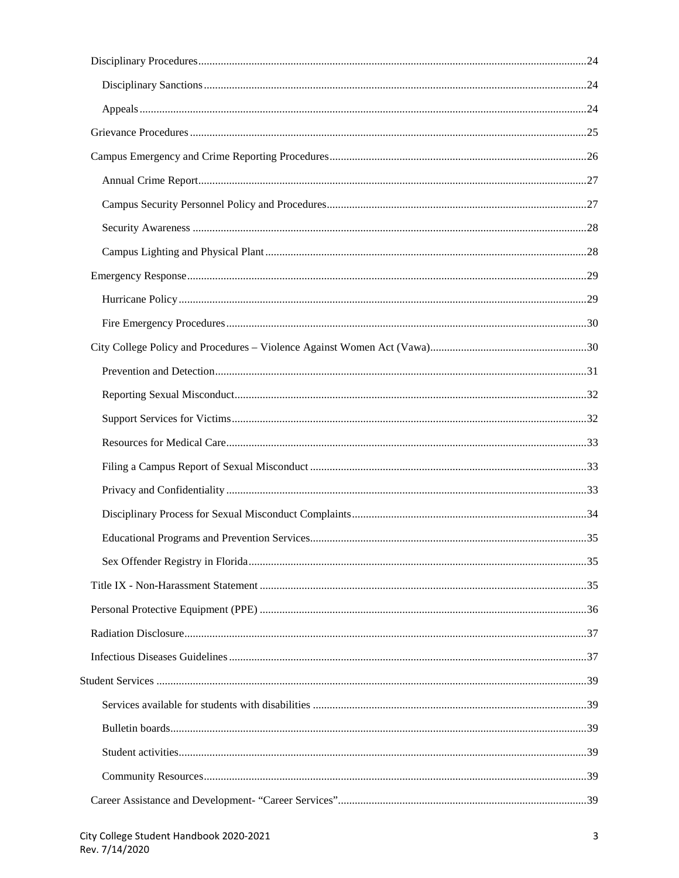- Disciplinary Procedures......24
  - Disciplinary Sanctions......24
  - Appeals......24
- Grievance Procedures......25
- Campus Emergency and Crime Reporting Procedures......26
  - Annual Crime Report......27
  - Campus Security Personnel Policy and Procedures......27
  - Security Awareness......28
  - Campus Lighting and Physical Plant......28
- Emergency Response......29
  - Hurricane Policy......29
  - Fire Emergency Procedures......30
- City College Policy and Procedures – Violence Against Women Act (Vawa)......30
  - Prevention and Detection......31
  - Reporting Sexual Misconduct......32
  - Support Services for Victims......32
  - Resources for Medical Care......33
  - Filing a Campus Report of Sexual Misconduct......33
  - Privacy and Confidentiality......33
  - Disciplinary Process for Sexual Misconduct Complaints......34
  - Educational Programs and Prevention Services......35
  - Sex Offender Registry in Florida......35
- Title IX - Non-Harassment Statement......35
- Personal Protective Equipment (PPE)......36
- Radiation Disclosure......37
- Infectious Diseases Guidelines......37

Student Services......39
  - Services available for students with disabilities......39
  - Bulletin boards......39
  - Student activities......39
  - Community Resources......39
- Career Assistance and Development- "Career Services"......39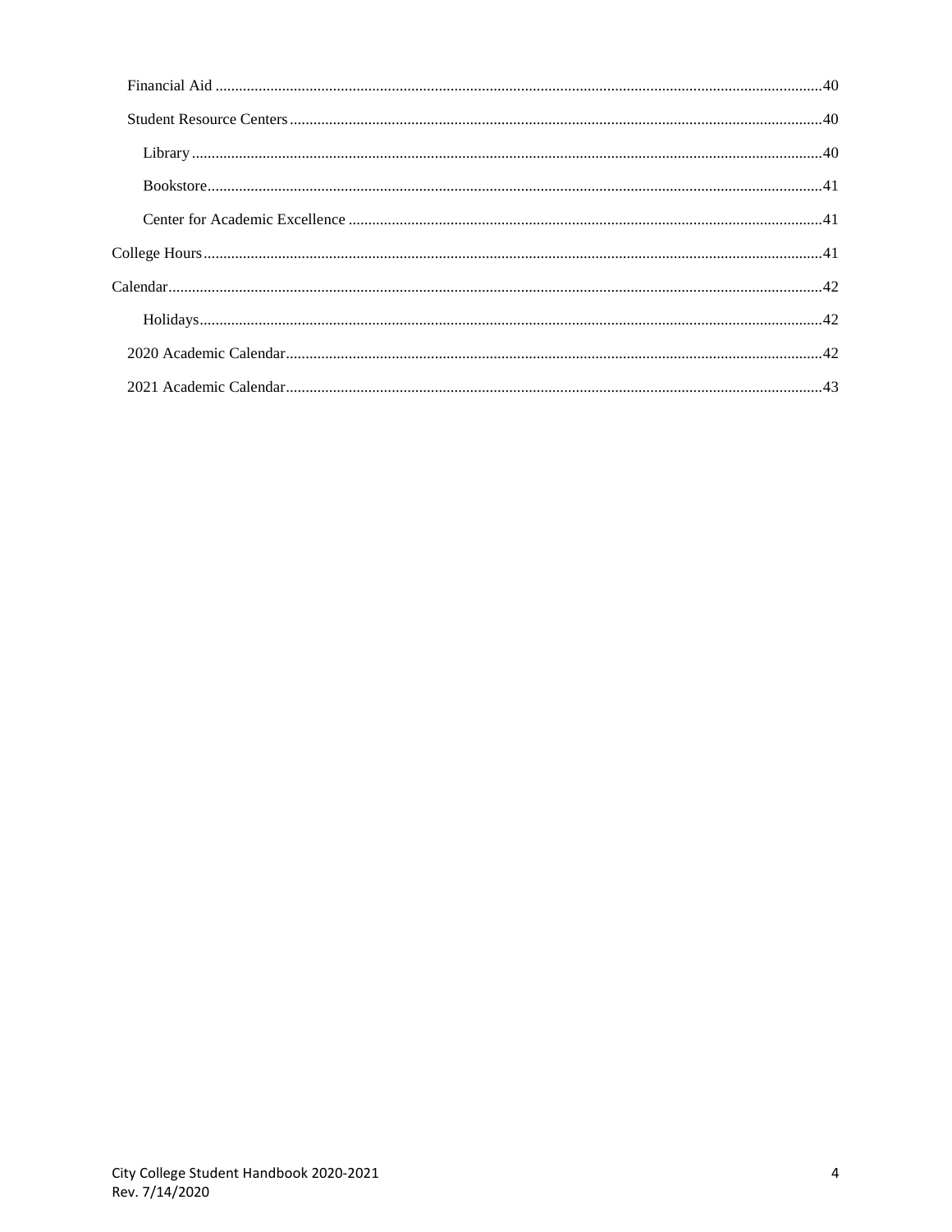- Financial Aid ......................................................................................................................................40
- Student Resource Centers ..................................................................................................................40
  - Library ..........................................................................................................................................40
  - Bookstore......................................................................................................................................41
  - Center for Academic Excellence ..................................................................................................41

College Hours..........................................................................................................................................41

Calendar...................................................................................................................................................42

- Holidays..........................................................................................................................................42
- 2020 Academic Calendar.....................................................................................................................42
- 2021 Academic Calendar.....................................................................................................................43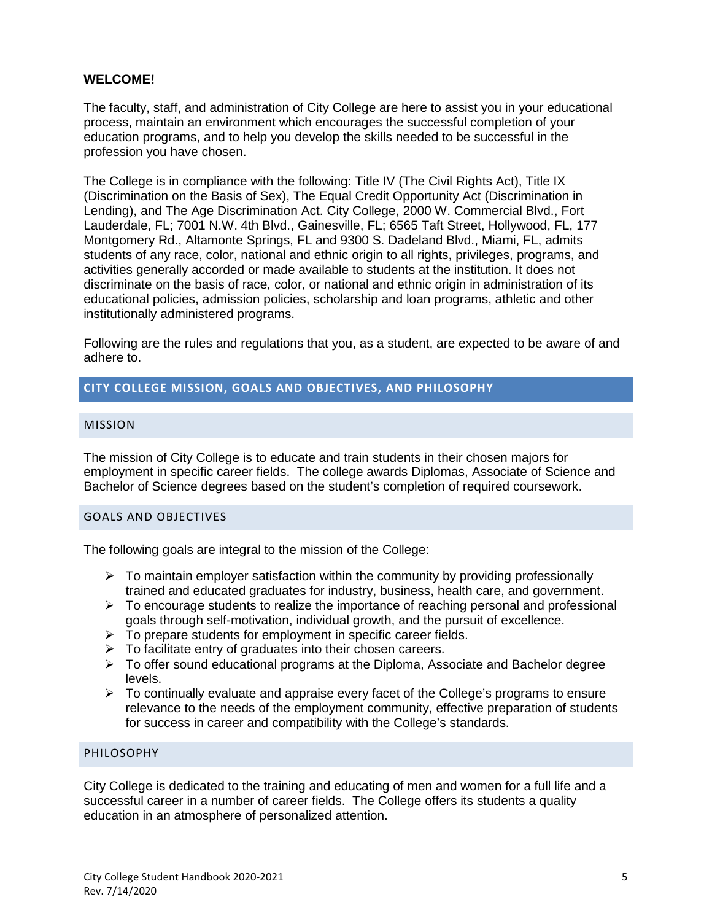**WELCOME!**

The faculty, staff, and administration of City College are here to assist you in your educational process, maintain an environment which encourages the successful completion of your education programs, and to help you develop the skills needed to be successful in the profession you have chosen.

The College is in compliance with the following: Title IV (The Civil Rights Act), Title IX (Discrimination on the Basis of Sex), The Equal Credit Opportunity Act (Discrimination in Lending), and The Age Discrimination Act. City College, 2000 W. Commercial Blvd., Fort Lauderdale, FL; 7001 N.W. 4th Blvd., Gainesville, FL; 6565 Taft Street, Hollywood, FL, 177 Montgomery Rd., Altamonte Springs, FL and 9300 S. Dadeland Blvd., Miami, FL, admits students of any race, color, national and ethnic origin to all rights, privileges, programs, and activities generally accorded or made available to students at the institution. It does not discriminate on the basis of race, color, or national and ethnic origin in administration of its educational policies, admission policies, scholarship and loan programs, athletic and other institutionally administered programs.

Following are the rules and regulations that you, as a student, are expected to be aware of and adhere to.

## CITY COLLEGE MISSION, GOALS AND OBJECTIVES, AND PHILOSOPHY

### MISSION

The mission of City College is to educate and train students in their chosen majors for employment in specific career fields. The college awards Diplomas, Associate of Science and Bachelor of Science degrees based on the student's completion of required coursework.

### GOALS AND OBJECTIVES

The following goals are integral to the mission of the College:

- To maintain employer satisfaction within the community by providing professionally trained and educated graduates for industry, business, health care, and government.
- To encourage students to realize the importance of reaching personal and professional goals through self-motivation, individual growth, and the pursuit of excellence.
- To prepare students for employment in specific career fields.
- To facilitate entry of graduates into their chosen careers.
- To offer sound educational programs at the Diploma, Associate and Bachelor degree levels.
- To continually evaluate and appraise every facet of the College's programs to ensure relevance to the needs of the employment community, effective preparation of students for success in career and compatibility with the College's standards.

### PHILOSOPHY

City College is dedicated to the training and educating of men and women for a full life and a successful career in a number of career fields. The College offers its students a quality education in an atmosphere of personalized attention.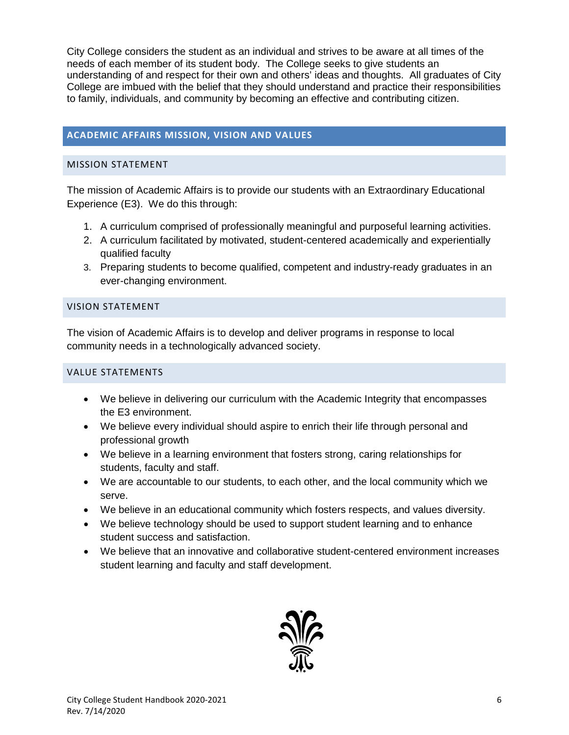City College considers the student as an individual and strives to be aware at all times of the needs of each member of its student body. The College seeks to give students an understanding of and respect for their own and others' ideas and thoughts. All graduates of City College are imbued with the belief that they should understand and practice their responsibilities to family, individuals, and community by becoming an effective and contributing citizen.

## ACADEMIC AFFAIRS MISSION, VISION AND VALUES

### MISSION STATEMENT

The mission of Academic Affairs is to provide our students with an Extraordinary Educational Experience (E3). We do this through:

1. A curriculum comprised of professionally meaningful and purposeful learning activities.
2. A curriculum facilitated by motivated, student-centered academically and experientially qualified faculty
3. Preparing students to become qualified, competent and industry-ready graduates in an ever-changing environment.

### VISION STATEMENT

The vision of Academic Affairs is to develop and deliver programs in response to local community needs in a technologically advanced society.

### VALUE STATEMENTS

- We believe in delivering our curriculum with the Academic Integrity that encompasses the E3 environment.
- We believe every individual should aspire to enrich their life through personal and professional growth
- We believe in a learning environment that fosters strong, caring relationships for students, faculty and staff.
- We are accountable to our students, to each other, and the local community which we serve.
- We believe in an educational community which fosters respects, and values diversity.
- We believe technology should be used to support student learning and to enhance student success and satisfaction.
- We believe that an innovative and collaborative student-centered environment increases student learning and faculty and staff development.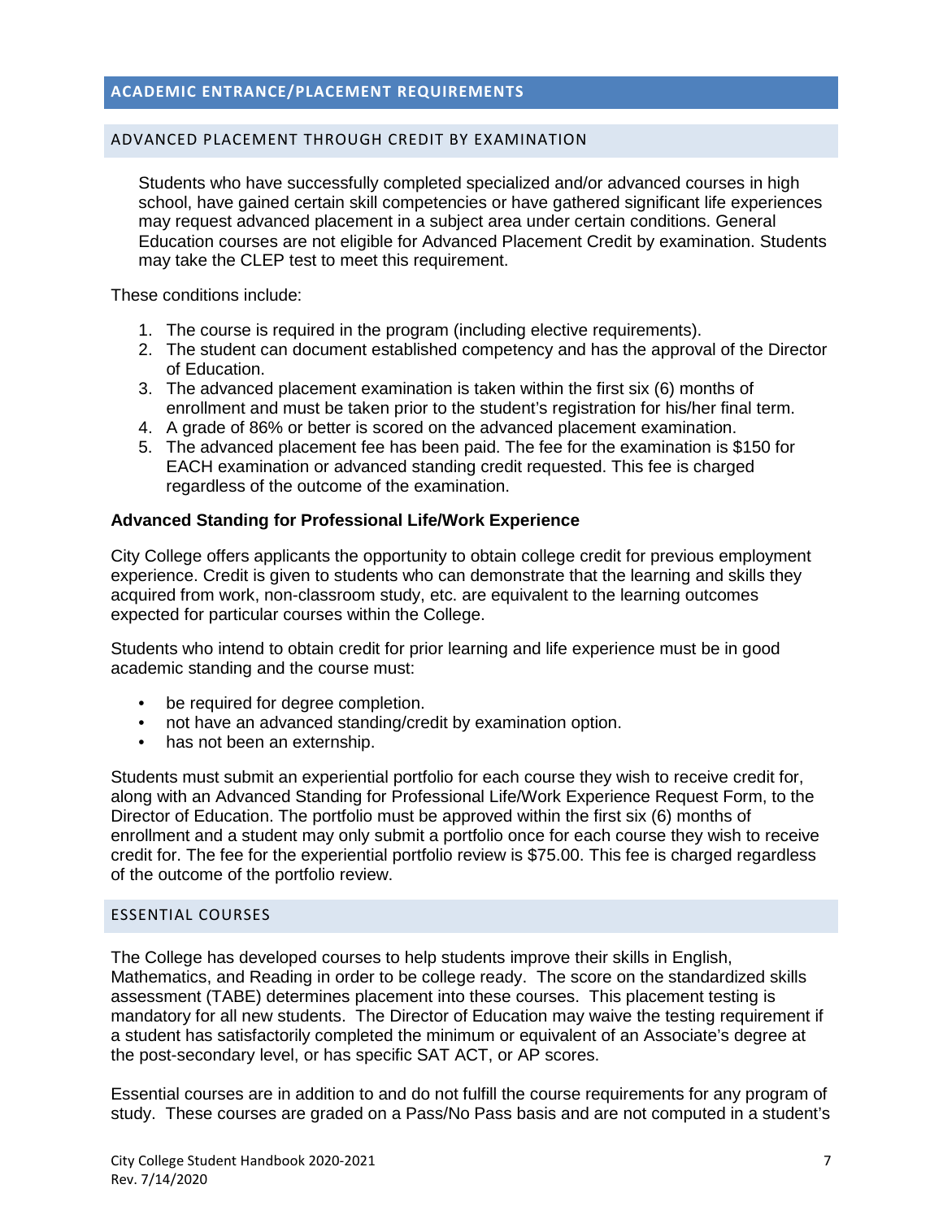## ACADEMIC ENTRANCE/PLACEMENT REQUIREMENTS

### ADVANCED PLACEMENT THROUGH CREDIT BY EXAMINATION

Students who have successfully completed specialized and/or advanced courses in high school, have gained certain skill competencies or have gathered significant life experiences may request advanced placement in a subject area under certain conditions. General Education courses are not eligible for Advanced Placement Credit by examination. Students may take the CLEP test to meet this requirement.

These conditions include:

1. The course is required in the program (including elective requirements).
2. The student can document established competency and has the approval of the Director of Education.
3. The advanced placement examination is taken within the first six (6) months of enrollment and must be taken prior to the student's registration for his/her final term.
4. A grade of 86% or better is scored on the advanced placement examination.
5. The advanced placement fee has been paid. The fee for the examination is $150 for EACH examination or advanced standing credit requested. This fee is charged regardless of the outcome of the examination.

**Advanced Standing for Professional Life/Work Experience**

City College offers applicants the opportunity to obtain college credit for previous employment experience. Credit is given to students who can demonstrate that the learning and skills they acquired from work, non-classroom study, etc. are equivalent to the learning outcomes expected for particular courses within the College.

Students who intend to obtain credit for prior learning and life experience must be in good academic standing and the course must:

- be required for degree completion.
- not have an advanced standing/credit by examination option.
- has not been an externship.

Students must submit an experiential portfolio for each course they wish to receive credit for, along with an Advanced Standing for Professional Life/Work Experience Request Form, to the Director of Education. The portfolio must be approved within the first six (6) months of enrollment and a student may only submit a portfolio once for each course they wish to receive credit for. The fee for the experiential portfolio review is $75.00. This fee is charged regardless of the outcome of the portfolio review.

### ESSENTIAL COURSES

The College has developed courses to help students improve their skills in English, Mathematics, and Reading in order to be college ready. The score on the standardized skills assessment (TABE) determines placement into these courses. This placement testing is mandatory for all new students. The Director of Education may waive the testing requirement if a student has satisfactorily completed the minimum or equivalent of an Associate's degree at the post-secondary level, or has specific SAT ACT, or AP scores.

Essential courses are in addition to and do not fulfill the course requirements for any program of study. These courses are graded on a Pass/No Pass basis and are not computed in a student's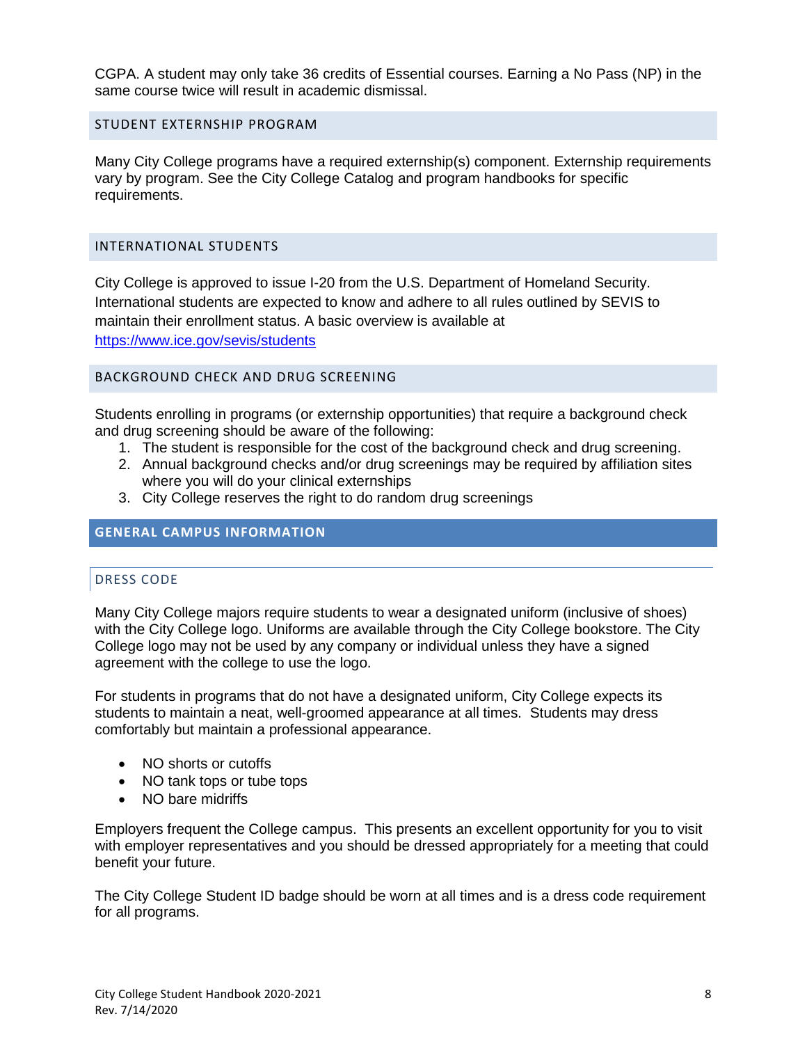CGPA. A student may only take 36 credits of Essential courses. Earning a No Pass (NP) in the same course twice will result in academic dismissal.

### STUDENT EXTERNSHIP PROGRAM

Many City College programs have a required externship(s) component. Externship requirements vary by program. See the City College Catalog and program handbooks for specific requirements.

### INTERNATIONAL STUDENTS

City College is approved to issue I-20 from the U.S. Department of Homeland Security. International students are expected to know and adhere to all rules outlined by SEVIS to maintain their enrollment status. A basic overview is available at https://www.ice.gov/sevis/students

### BACKGROUND CHECK AND DRUG SCREENING

Students enrolling in programs (or externship opportunities) that require a background check and drug screening should be aware of the following:

1. The student is responsible for the cost of the background check and drug screening.
2. Annual background checks and/or drug screenings may be required by affiliation sites where you will do your clinical externships
3. City College reserves the right to do random drug screenings

## GENERAL CAMPUS INFORMATION

### DRESS CODE

Many City College majors require students to wear a designated uniform (inclusive of shoes) with the City College logo. Uniforms are available through the City College bookstore. The City College logo may not be used by any company or individual unless they have a signed agreement with the college to use the logo.

For students in programs that do not have a designated uniform, City College expects its students to maintain a neat, well-groomed appearance at all times. Students may dress comfortably but maintain a professional appearance.

- NO shorts or cutoffs
- NO tank tops or tube tops
- NO bare midriffs

Employers frequent the College campus. This presents an excellent opportunity for you to visit with employer representatives and you should be dressed appropriately for a meeting that could benefit your future.

The City College Student ID badge should be worn at all times and is a dress code requirement for all programs.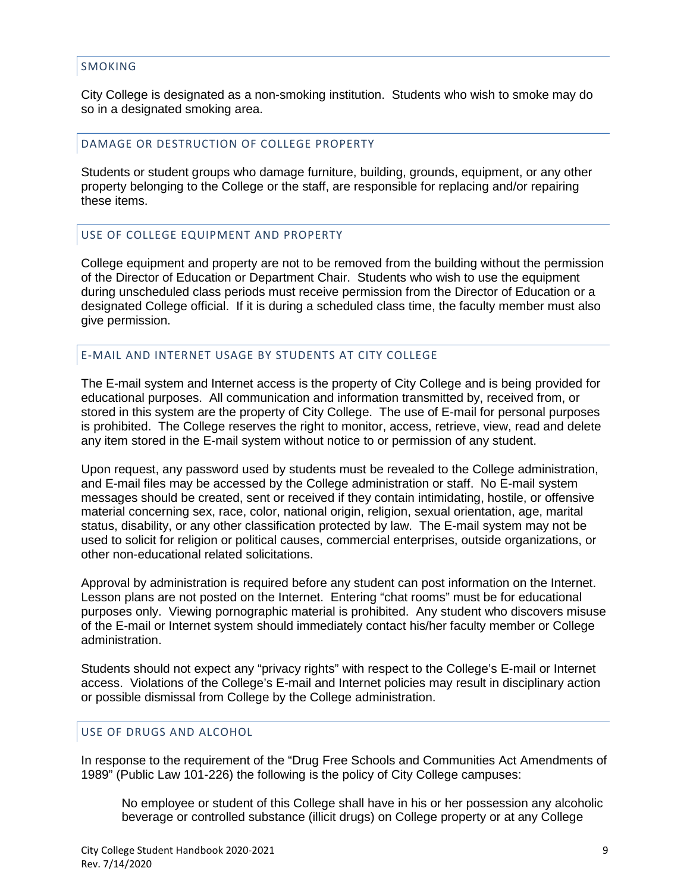## SMOKING

City College is designated as a non-smoking institution. Students who wish to smoke may do so in a designated smoking area.

## DAMAGE OR DESTRUCTION OF COLLEGE PROPERTY

Students or student groups who damage furniture, building, grounds, equipment, or any other property belonging to the College or the staff, are responsible for replacing and/or repairing these items.

## USE OF COLLEGE EQUIPMENT AND PROPERTY

College equipment and property are not to be removed from the building without the permission of the Director of Education or Department Chair. Students who wish to use the equipment during unscheduled class periods must receive permission from the Director of Education or a designated College official. If it is during a scheduled class time, the faculty member must also give permission.

## E-MAIL AND INTERNET USAGE BY STUDENTS AT CITY COLLEGE

The E-mail system and Internet access is the property of City College and is being provided for educational purposes. All communication and information transmitted by, received from, or stored in this system are the property of City College. The use of E-mail for personal purposes is prohibited. The College reserves the right to monitor, access, retrieve, view, read and delete any item stored in the E-mail system without notice to or permission of any student.

Upon request, any password used by students must be revealed to the College administration, and E-mail files may be accessed by the College administration or staff. No E-mail system messages should be created, sent or received if they contain intimidating, hostile, or offensive material concerning sex, race, color, national origin, religion, sexual orientation, age, marital status, disability, or any other classification protected by law. The E-mail system may not be used to solicit for religion or political causes, commercial enterprises, outside organizations, or other non-educational related solicitations.

Approval by administration is required before any student can post information on the Internet. Lesson plans are not posted on the Internet. Entering "chat rooms" must be for educational purposes only. Viewing pornographic material is prohibited. Any student who discovers misuse of the E-mail or Internet system should immediately contact his/her faculty member or College administration.

Students should not expect any "privacy rights" with respect to the College's E-mail or Internet access. Violations of the College's E-mail and Internet policies may result in disciplinary action or possible dismissal from College by the College administration.

## USE OF DRUGS AND ALCOHOL

In response to the requirement of the "Drug Free Schools and Communities Act Amendments of 1989" (Public Law 101-226) the following is the policy of City College campuses:

> No employee or student of this College shall have in his or her possession any alcoholic beverage or controlled substance (illicit drugs) on College property or at any College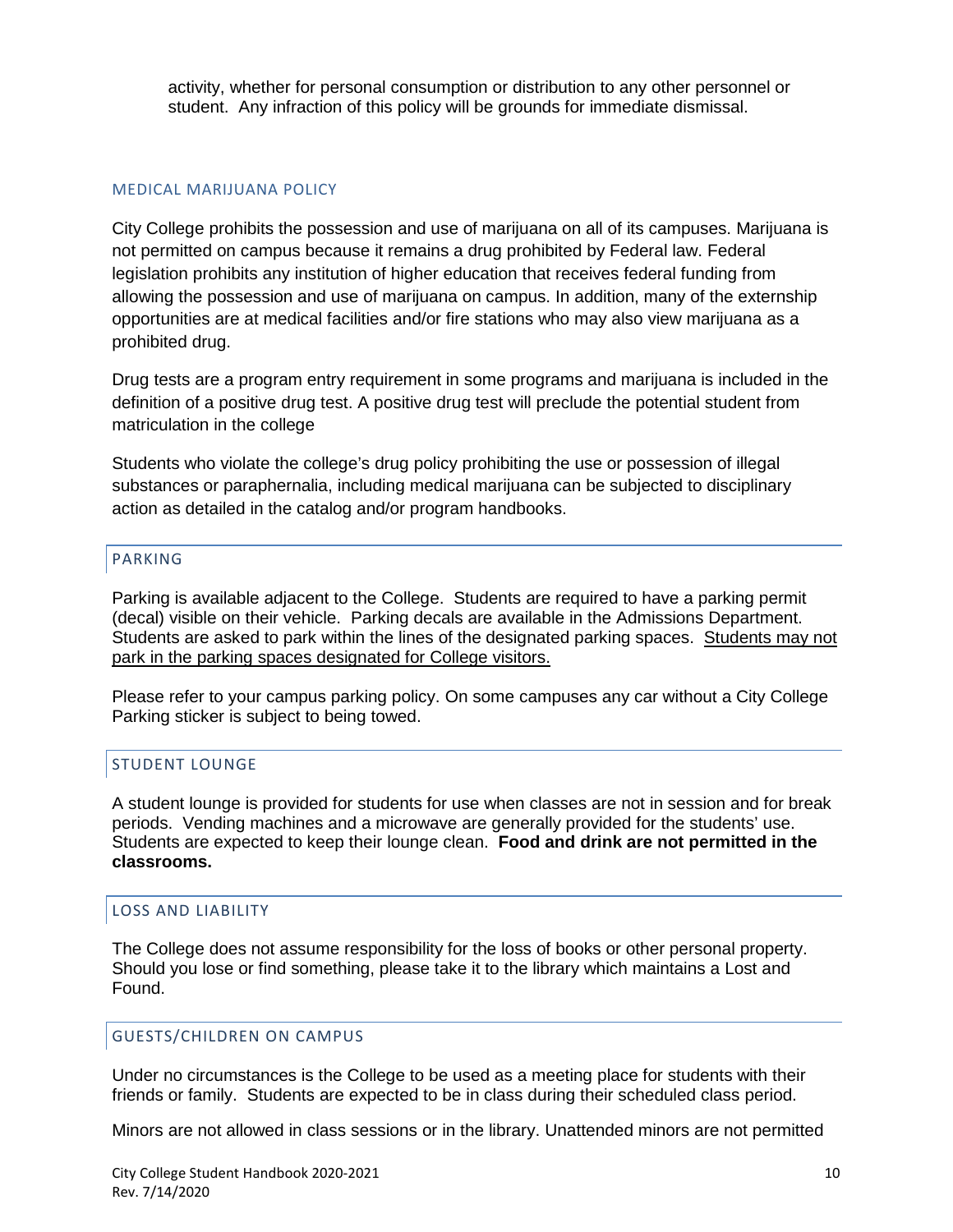activity, whether for personal consumption or distribution to any other personnel or student. Any infraction of this policy will be grounds for immediate dismissal.

## MEDICAL MARIJUANA POLICY

City College prohibits the possession and use of marijuana on all of its campuses. Marijuana is not permitted on campus because it remains a drug prohibited by Federal law. Federal legislation prohibits any institution of higher education that receives federal funding from allowing the possession and use of marijuana on campus. In addition, many of the externship opportunities are at medical facilities and/or fire stations who may also view marijuana as a prohibited drug.

Drug tests are a program entry requirement in some programs and marijuana is included in the definition of a positive drug test. A positive drug test will preclude the potential student from matriculation in the college

Students who violate the college's drug policy prohibiting the use or possession of illegal substances or paraphernalia, including medical marijuana can be subjected to disciplinary action as detailed in the catalog and/or program handbooks.

## PARKING

Parking is available adjacent to the College. Students are required to have a parking permit (decal) visible on their vehicle. Parking decals are available in the Admissions Department. Students are asked to park within the lines of the designated parking spaces. Students may not park in the parking spaces designated for College visitors.

Please refer to your campus parking policy. On some campuses any car without a City College Parking sticker is subject to being towed.

## STUDENT LOUNGE

A student lounge is provided for students for use when classes are not in session and for break periods. Vending machines and a microwave are generally provided for the students' use. Students are expected to keep their lounge clean. **Food and drink are not permitted in the classrooms.**

## LOSS AND LIABILITY

The College does not assume responsibility for the loss of books or other personal property. Should you lose or find something, please take it to the library which maintains a Lost and Found.

## GUESTS/CHILDREN ON CAMPUS

Under no circumstances is the College to be used as a meeting place for students with their friends or family. Students are expected to be in class during their scheduled class period.

Minors are not allowed in class sessions or in the library. Unattended minors are not permitted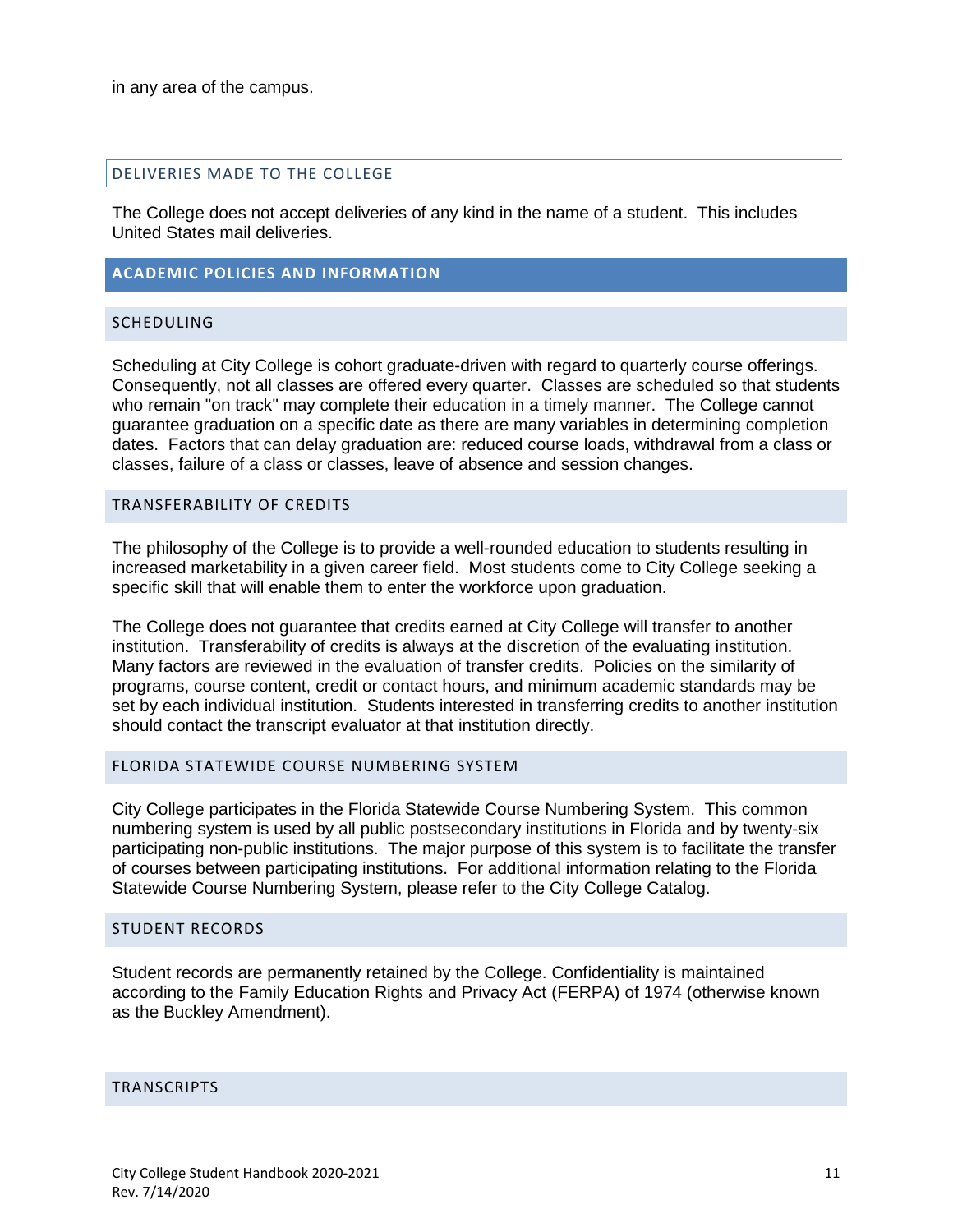in any area of the campus.

### DELIVERIES MADE TO THE COLLEGE

The College does not accept deliveries of any kind in the name of a student. This includes United States mail deliveries.

## ACADEMIC POLICIES AND INFORMATION

### SCHEDULING

Scheduling at City College is cohort graduate-driven with regard to quarterly course offerings. Consequently, not all classes are offered every quarter. Classes are scheduled so that students who remain "on track" may complete their education in a timely manner. The College cannot guarantee graduation on a specific date as there are many variables in determining completion dates. Factors that can delay graduation are: reduced course loads, withdrawal from a class or classes, failure of a class or classes, leave of absence and session changes.

### TRANSFERABILITY OF CREDITS

The philosophy of the College is to provide a well-rounded education to students resulting in increased marketability in a given career field. Most students come to City College seeking a specific skill that will enable them to enter the workforce upon graduation.

The College does not guarantee that credits earned at City College will transfer to another institution. Transferability of credits is always at the discretion of the evaluating institution. Many factors are reviewed in the evaluation of transfer credits. Policies on the similarity of programs, course content, credit or contact hours, and minimum academic standards may be set by each individual institution. Students interested in transferring credits to another institution should contact the transcript evaluator at that institution directly.

### FLORIDA STATEWIDE COURSE NUMBERING SYSTEM

City College participates in the Florida Statewide Course Numbering System. This common numbering system is used by all public postsecondary institutions in Florida and by twenty-six participating non-public institutions. The major purpose of this system is to facilitate the transfer of courses between participating institutions. For additional information relating to the Florida Statewide Course Numbering System, please refer to the City College Catalog.

### STUDENT RECORDS

Student records are permanently retained by the College. Confidentiality is maintained according to the Family Education Rights and Privacy Act (FERPA) of 1974 (otherwise known as the Buckley Amendment).

### TRANSCRIPTS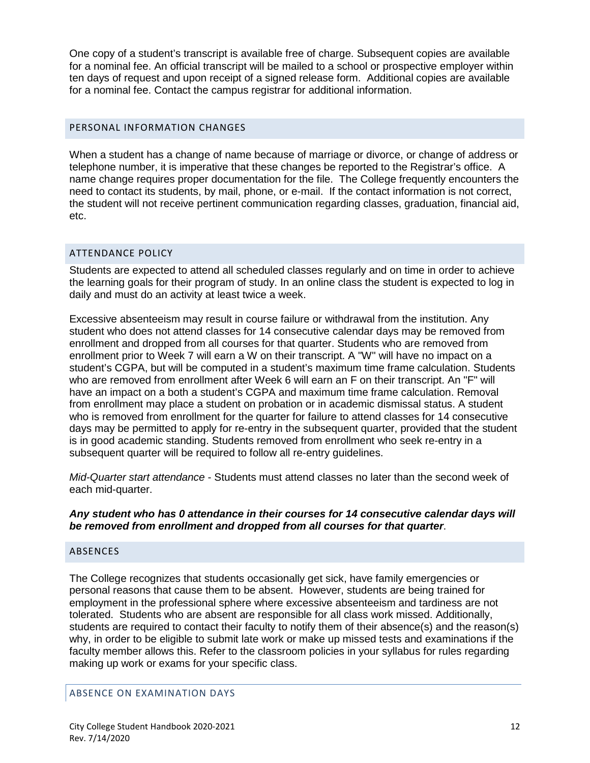One copy of a student's transcript is available free of charge. Subsequent copies are available for a nominal fee. An official transcript will be mailed to a school or prospective employer within ten days of request and upon receipt of a signed release form. Additional copies are available for a nominal fee. Contact the campus registrar for additional information.

## PERSONAL INFORMATION CHANGES

When a student has a change of name because of marriage or divorce, or change of address or telephone number, it is imperative that these changes be reported to the Registrar's office. A name change requires proper documentation for the file. The College frequently encounters the need to contact its students, by mail, phone, or e-mail. If the contact information is not correct, the student will not receive pertinent communication regarding classes, graduation, financial aid, etc.

## ATTENDANCE POLICY

Students are expected to attend all scheduled classes regularly and on time in order to achieve the learning goals for their program of study. In an online class the student is expected to log in daily and must do an activity at least twice a week.

Excessive absenteeism may result in course failure or withdrawal from the institution. Any student who does not attend classes for 14 consecutive calendar days may be removed from enrollment and dropped from all courses for that quarter. Students who are removed from enrollment prior to Week 7 will earn a W on their transcript. A "W" will have no impact on a student's CGPA, but will be computed in a student's maximum time frame calculation. Students who are removed from enrollment after Week 6 will earn an F on their transcript. An "F" will have an impact on a both a student's CGPA and maximum time frame calculation. Removal from enrollment may place a student on probation or in academic dismissal status. A student who is removed from enrollment for the quarter for failure to attend classes for 14 consecutive days may be permitted to apply for re-entry in the subsequent quarter, provided that the student is in good academic standing. Students removed from enrollment who seek re-entry in a subsequent quarter will be required to follow all re-entry guidelines.

*Mid-Quarter start attendance* - Students must attend classes no later than the second week of each mid-quarter.

***Any student who has 0 attendance in their courses for 14 consecutive calendar days will be removed from enrollment and dropped from all courses for that quarter***.

## ABSENCES

The College recognizes that students occasionally get sick, have family emergencies or personal reasons that cause them to be absent. However, students are being trained for employment in the professional sphere where excessive absenteeism and tardiness are not tolerated. Students who are absent are responsible for all class work missed. Additionally, students are required to contact their faculty to notify them of their absence(s) and the reason(s) why, in order to be eligible to submit late work or make up missed tests and examinations if the faculty member allows this. Refer to the classroom policies in your syllabus for rules regarding making up work or exams for your specific class.

## ABSENCE ON EXAMINATION DAYS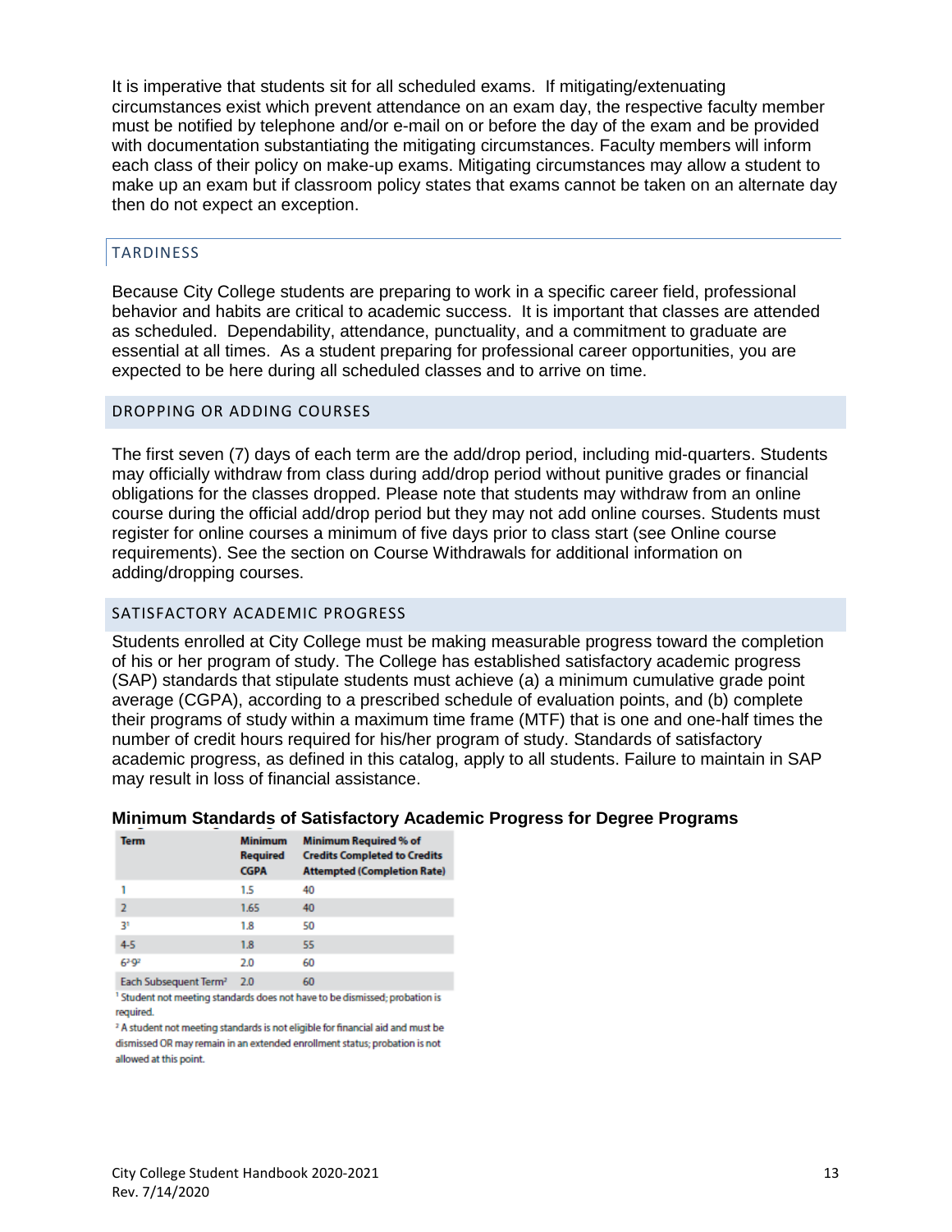It is imperative that students sit for all scheduled exams. If mitigating/extenuating circumstances exist which prevent attendance on an exam day, the respective faculty member must be notified by telephone and/or e-mail on or before the day of the exam and be provided with documentation substantiating the mitigating circumstances. Faculty members will inform each class of their policy on make-up exams. Mitigating circumstances may allow a student to make up an exam but if classroom policy states that exams cannot be taken on an alternate day then do not expect an exception.

## TARDINESS

Because City College students are preparing to work in a specific career field, professional behavior and habits are critical to academic success. It is important that classes are attended as scheduled. Dependability, attendance, punctuality, and a commitment to graduate are essential at all times. As a student preparing for professional career opportunities, you are expected to be here during all scheduled classes and to arrive on time.

## DROPPING OR ADDING COURSES

The first seven (7) days of each term are the add/drop period, including mid-quarters. Students may officially withdraw from class during add/drop period without punitive grades or financial obligations for the classes dropped. Please note that students may withdraw from an online course during the official add/drop period but they may not add online courses. Students must register for online courses a minimum of five days prior to class start (see Online course requirements). See the section on Course Withdrawals for additional information on adding/dropping courses.

## SATISFACTORY ACADEMIC PROGRESS

Students enrolled at City College must be making measurable progress toward the completion of his or her program of study. The College has established satisfactory academic progress (SAP) standards that stipulate students must achieve (a) a minimum cumulative grade point average (CGPA), according to a prescribed schedule of evaluation points, and (b) complete their programs of study within a maximum time frame (MTF) that is one and one-half times the number of credit hours required for his/her program of study. Standards of satisfactory academic progress, as defined in this catalog, apply to all students. Failure to maintain in SAP may result in loss of financial assistance.

**Minimum Standards of Satisfactory Academic Progress for Degree Programs**

| Term | Minimum Required CGPA | Minimum Required % of Credits Completed to Credits Attempted (Completion Rate) |
|---|---|---|
| 1 | 1.5 | 40 |
| 2 | 1.65 | 40 |
| 3[1] | 1.8 | 50 |
| 4-5 | 1.8 | 55 |
| 6[2]-9[2] | 2.0 | 60 |
| Each Subsequent Term[2] | 2.0 | 60 |

[1] Student not meeting standards does not have to be dismissed; probation is required.

[2] A student not meeting standards is not eligible for financial aid and must be dismissed OR may remain in an extended enrollment status; probation is not allowed at this point.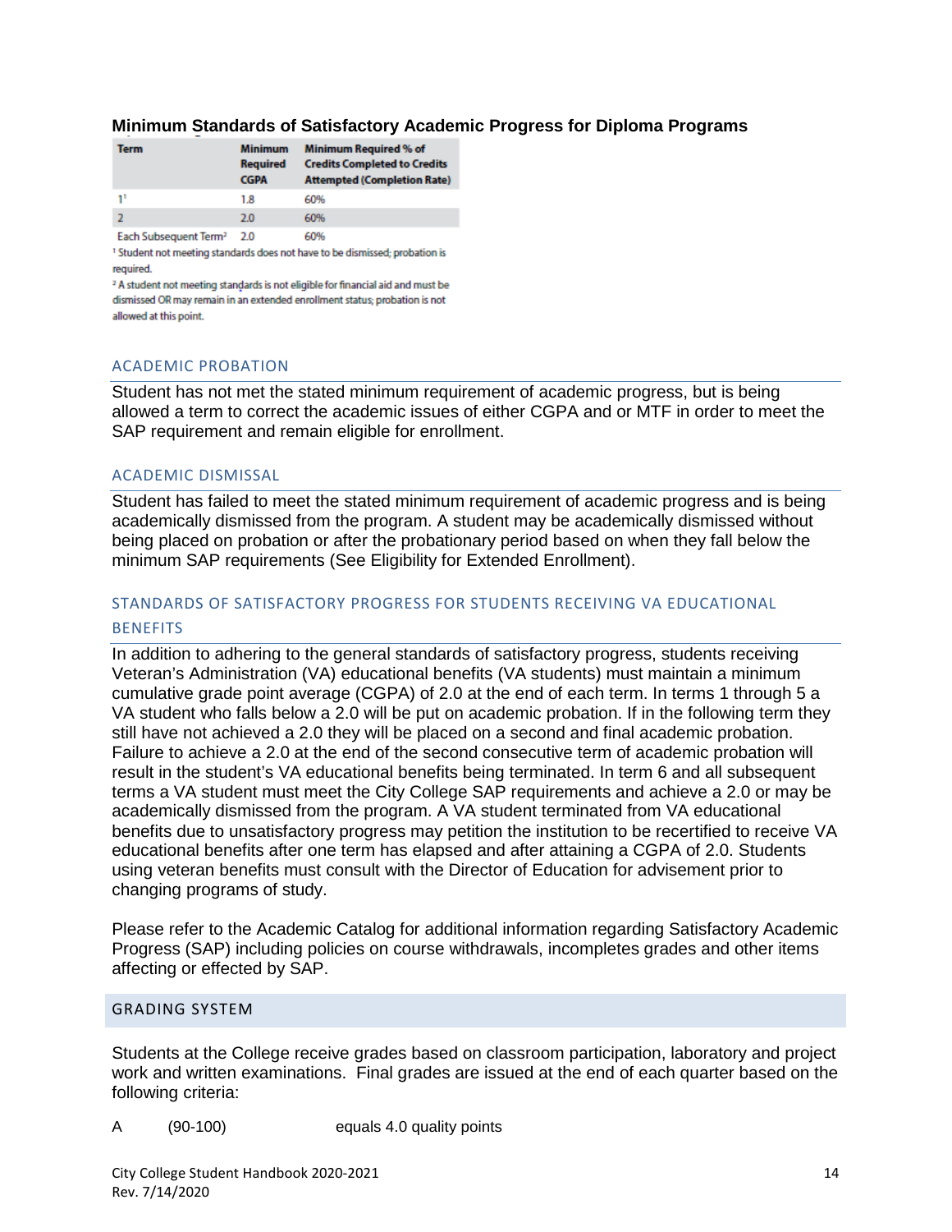## Minimum Standards of Satisfactory Academic Progress for Diploma Programs

| Term | Minimum Required CGPA | Minimum Required % of Credits Completed to Credits Attempted (Completion Rate) |
|---|---|---|
| 1[1] | 1.8 | 60% |
| 2 | 2.0 | 60% |
| Each Subsequent Term[2] | 2.0 | 60% |

[1] Student not meeting standards does not have to be dismissed; probation is required.

[2] A student not meeting standards is not eligible for financial aid and must be dismissed OR may remain in an extended enrollment status; probation is not allowed at this point.

### ACADEMIC PROBATION

Student has not met the stated minimum requirement of academic progress, but is being allowed a term to correct the academic issues of either CGPA and or MTF in order to meet the SAP requirement and remain eligible for enrollment.

### ACADEMIC DISMISSAL

Student has failed to meet the stated minimum requirement of academic progress and is being academically dismissed from the program. A student may be academically dismissed without being placed on probation or after the probationary period based on when they fall below the minimum SAP requirements (See Eligibility for Extended Enrollment).

### STANDARDS OF SATISFACTORY PROGRESS FOR STUDENTS RECEIVING VA EDUCATIONAL BENEFITS

In addition to adhering to the general standards of satisfactory progress, students receiving Veteran's Administration (VA) educational benefits (VA students) must maintain a minimum cumulative grade point average (CGPA) of 2.0 at the end of each term. In terms 1 through 5 a VA student who falls below a 2.0 will be put on academic probation. If in the following term they still have not achieved a 2.0 they will be placed on a second and final academic probation. Failure to achieve a 2.0 at the end of the second consecutive term of academic probation will result in the student's VA educational benefits being terminated. In term 6 and all subsequent terms a VA student must meet the City College SAP requirements and achieve a 2.0 or may be academically dismissed from the program. A VA student terminated from VA educational benefits due to unsatisfactory progress may petition the institution to be recertified to receive VA educational benefits after one term has elapsed and after attaining a CGPA of 2.0. Students using veteran benefits must consult with the Director of Education for advisement prior to changing programs of study.

Please refer to the Academic Catalog for additional information regarding Satisfactory Academic Progress (SAP) including policies on course withdrawals, incompletes grades and other items affecting or effected by SAP.

## GRADING SYSTEM

Students at the College receive grades based on classroom participation, laboratory and project work and written examinations. Final grades are issued at the end of each quarter based on the following criteria:

A (90-100) equals 4.0 quality points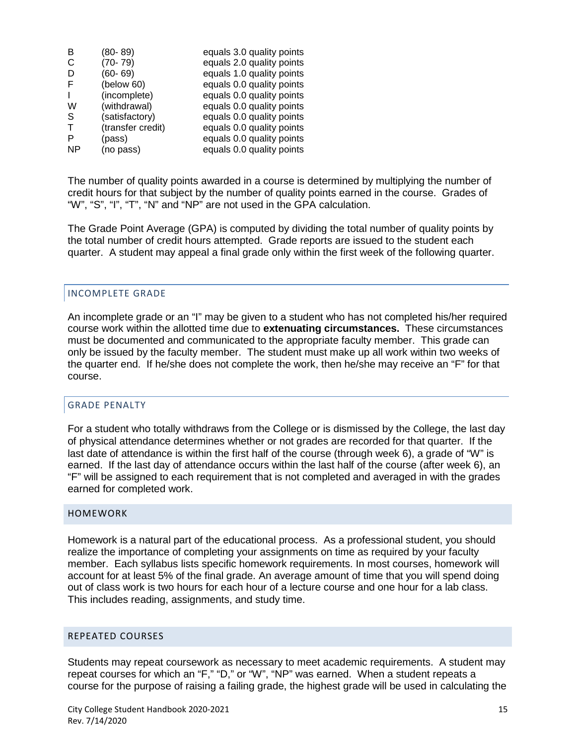| | | |
|---|---|---|
| B | (80- 89) | equals 3.0 quality points |
| C | (70- 79) | equals 2.0 quality points |
| D | (60- 69) | equals 1.0 quality points |
| F | (below 60) | equals 0.0 quality points |
| I | (incomplete) | equals 0.0 quality points |
| W | (withdrawal) | equals 0.0 quality points |
| S | (satisfactory) | equals 0.0 quality points |
| T | (transfer credit) | equals 0.0 quality points |
| P | (pass) | equals 0.0 quality points |
| NP | (no pass) | equals 0.0 quality points |

The number of quality points awarded in a course is determined by multiplying the number of credit hours for that subject by the number of quality points earned in the course. Grades of "W", "S", "I", "T", "N" and "NP" are not used in the GPA calculation.

The Grade Point Average (GPA) is computed by dividing the total number of quality points by the total number of credit hours attempted. Grade reports are issued to the student each quarter. A student may appeal a final grade only within the first week of the following quarter.

## INCOMPLETE GRADE

An incomplete grade or an "I" may be given to a student who has not completed his/her required course work within the allotted time due to **extenuating circumstances.** These circumstances must be documented and communicated to the appropriate faculty member. This grade can only be issued by the faculty member. The student must make up all work within two weeks of the quarter end. If he/she does not complete the work, then he/she may receive an "F" for that course.

## GRADE PENALTY

For a student who totally withdraws from the College or is dismissed by the College, the last day of physical attendance determines whether or not grades are recorded for that quarter. If the last date of attendance is within the first half of the course (through week 6), a grade of "W" is earned. If the last day of attendance occurs within the last half of the course (after week 6), an "F" will be assigned to each requirement that is not completed and averaged in with the grades earned for completed work.

## HOMEWORK

Homework is a natural part of the educational process. As a professional student, you should realize the importance of completing your assignments on time as required by your faculty member. Each syllabus lists specific homework requirements. In most courses, homework will account for at least 5% of the final grade. An average amount of time that you will spend doing out of class work is two hours for each hour of a lecture course and one hour for a lab class. This includes reading, assignments, and study time.

## REPEATED COURSES

Students may repeat coursework as necessary to meet academic requirements. A student may repeat courses for which an "F," "D," or "W", "NP" was earned. When a student repeats a course for the purpose of raising a failing grade, the highest grade will be used in calculating the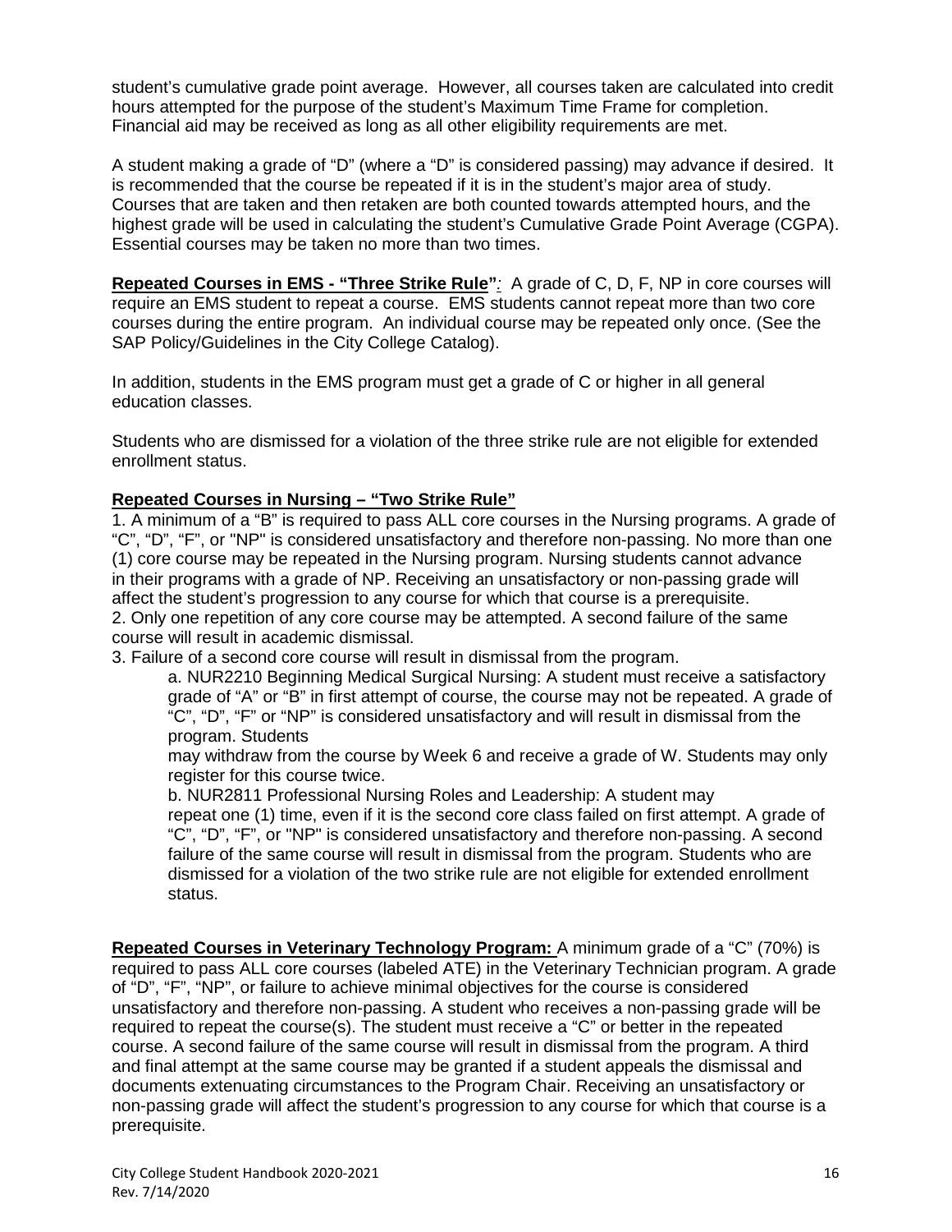student's cumulative grade point average. However, all courses taken are calculated into credit hours attempted for the purpose of the student's Maximum Time Frame for completion. Financial aid may be received as long as all other eligibility requirements are met.

A student making a grade of "D" (where a "D" is considered passing) may advance if desired. It is recommended that the course be repeated if it is in the student's major area of study. Courses that are taken and then retaken are both counted towards attempted hours, and the highest grade will be used in calculating the student's Cumulative Grade Point Average (CGPA). Essential courses may be taken no more than two times.

**Repeated Courses in EMS - "Three Strike Rule"**: A grade of C, D, F, NP in core courses will require an EMS student to repeat a course. EMS students cannot repeat more than two core courses during the entire program. An individual course may be repeated only once. (See the SAP Policy/Guidelines in the City College Catalog).

In addition, students in the EMS program must get a grade of C or higher in all general education classes.

Students who are dismissed for a violation of the three strike rule are not eligible for extended enrollment status.

**Repeated Courses in Nursing – "Two Strike Rule"**

1. A minimum of a "B" is required to pass ALL core courses in the Nursing programs. A grade of "C", "D", "F", or "NP" is considered unsatisfactory and therefore non-passing. No more than one (1) core course may be repeated in the Nursing program. Nursing students cannot advance in their programs with a grade of NP. Receiving an unsatisfactory or non-passing grade will affect the student's progression to any course for which that course is a prerequisite.
2. Only one repetition of any core course may be attempted. A second failure of the same course will result in academic dismissal.
3. Failure of a second core course will result in dismissal from the program.
   a. NUR2210 Beginning Medical Surgical Nursing: A student must receive a satisfactory grade of "A" or "B" in first attempt of course, the course may not be repeated. A grade of "C", "D", "F" or "NP" is considered unsatisfactory and will result in dismissal from the program. Students
   may withdraw from the course by Week 6 and receive a grade of W. Students may only register for this course twice.
   b. NUR2811 Professional Nursing Roles and Leadership: A student may repeat one (1) time, even if it is the second core class failed on first attempt. A grade of "C", "D", "F", or "NP" is considered unsatisfactory and therefore non-passing. A second failure of the same course will result in dismissal from the program. Students who are dismissed for a violation of the two strike rule are not eligible for extended enrollment status.

**Repeated Courses in Veterinary Technology Program:** A minimum grade of a "C" (70%) is required to pass ALL core courses (labeled ATE) in the Veterinary Technician program. A grade of "D", "F", "NP", or failure to achieve minimal objectives for the course is considered unsatisfactory and therefore non-passing. A student who receives a non-passing grade will be required to repeat the course(s). The student must receive a "C" or better in the repeated course. A second failure of the same course will result in dismissal from the program. A third and final attempt at the same course may be granted if a student appeals the dismissal and documents extenuating circumstances to the Program Chair. Receiving an unsatisfactory or non-passing grade will affect the student's progression to any course for which that course is a prerequisite.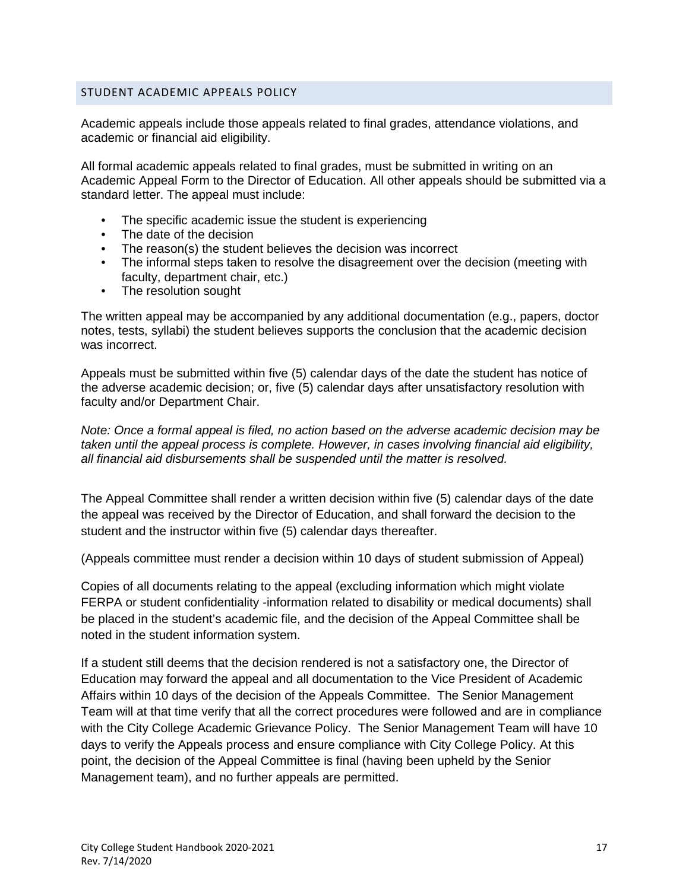## STUDENT ACADEMIC APPEALS POLICY

Academic appeals include those appeals related to final grades, attendance violations, and academic or financial aid eligibility.

All formal academic appeals related to final grades, must be submitted in writing on an Academic Appeal Form to the Director of Education. All other appeals should be submitted via a standard letter. The appeal must include:

- The specific academic issue the student is experiencing
- The date of the decision
- The reason(s) the student believes the decision was incorrect
- The informal steps taken to resolve the disagreement over the decision (meeting with faculty, department chair, etc.)
- The resolution sought

The written appeal may be accompanied by any additional documentation (e.g., papers, doctor notes, tests, syllabi) the student believes supports the conclusion that the academic decision was incorrect.

Appeals must be submitted within five (5) calendar days of the date the student has notice of the adverse academic decision; or, five (5) calendar days after unsatisfactory resolution with faculty and/or Department Chair.

*Note: Once a formal appeal is filed, no action based on the adverse academic decision may be taken until the appeal process is complete. However, in cases involving financial aid eligibility, all financial aid disbursements shall be suspended until the matter is resolved.*

The Appeal Committee shall render a written decision within five (5) calendar days of the date the appeal was received by the Director of Education, and shall forward the decision to the student and the instructor within five (5) calendar days thereafter.

(Appeals committee must render a decision within 10 days of student submission of Appeal)

Copies of all documents relating to the appeal (excluding information which might violate FERPA or student confidentiality -information related to disability or medical documents) shall be placed in the student's academic file, and the decision of the Appeal Committee shall be noted in the student information system.

If a student still deems that the decision rendered is not a satisfactory one, the Director of Education may forward the appeal and all documentation to the Vice President of Academic Affairs within 10 days of the decision of the Appeals Committee. The Senior Management Team will at that time verify that all the correct procedures were followed and are in compliance with the City College Academic Grievance Policy. The Senior Management Team will have 10 days to verify the Appeals process and ensure compliance with City College Policy. At this point, the decision of the Appeal Committee is final (having been upheld by the Senior Management team), and no further appeals are permitted.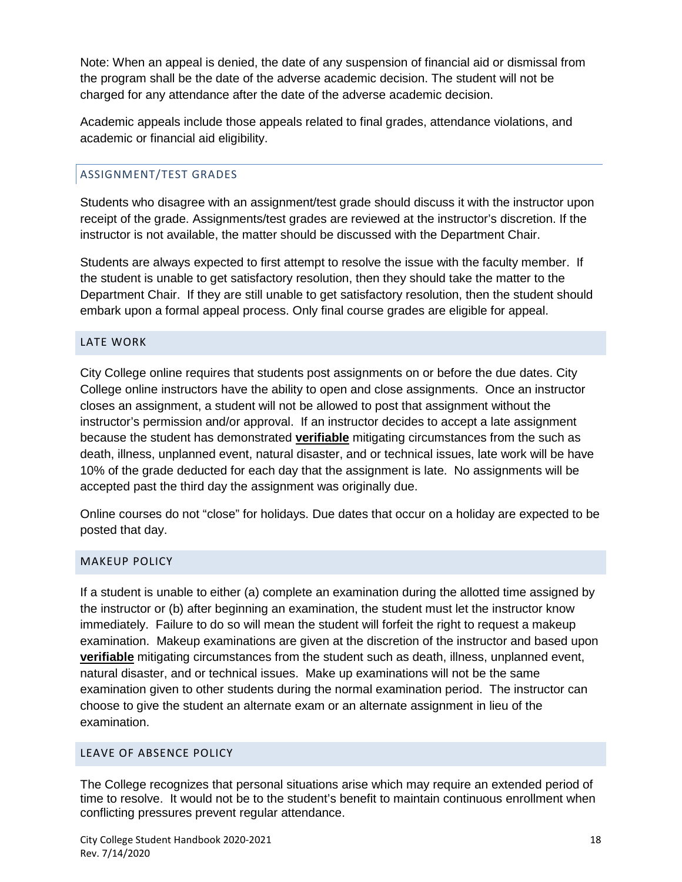Note: When an appeal is denied, the date of any suspension of financial aid or dismissal from the program shall be the date of the adverse academic decision. The student will not be charged for any attendance after the date of the adverse academic decision.

Academic appeals include those appeals related to final grades, attendance violations, and academic or financial aid eligibility.

### ASSIGNMENT/TEST GRADES

Students who disagree with an assignment/test grade should discuss it with the instructor upon receipt of the grade. Assignments/test grades are reviewed at the instructor's discretion. If the instructor is not available, the matter should be discussed with the Department Chair.

Students are always expected to first attempt to resolve the issue with the faculty member. If the student is unable to get satisfactory resolution, then they should take the matter to the Department Chair. If they are still unable to get satisfactory resolution, then the student should embark upon a formal appeal process. Only final course grades are eligible for appeal.

## LATE WORK

City College online requires that students post assignments on or before the due dates. City College online instructors have the ability to open and close assignments. Once an instructor closes an assignment, a student will not be allowed to post that assignment without the instructor's permission and/or approval. If an instructor decides to accept a late assignment because the student has demonstrated **verifiable** mitigating circumstances from the such as death, illness, unplanned event, natural disaster, and or technical issues, late work will be have 10% of the grade deducted for each day that the assignment is late. No assignments will be accepted past the third day the assignment was originally due.

Online courses do not "close" for holidays. Due dates that occur on a holiday are expected to be posted that day.

## MAKEUP POLICY

If a student is unable to either (a) complete an examination during the allotted time assigned by the instructor or (b) after beginning an examination, the student must let the instructor know immediately. Failure to do so will mean the student will forfeit the right to request a makeup examination. Makeup examinations are given at the discretion of the instructor and based upon **verifiable** mitigating circumstances from the student such as death, illness, unplanned event, natural disaster, and or technical issues. Make up examinations will not be the same examination given to other students during the normal examination period. The instructor can choose to give the student an alternate exam or an alternate assignment in lieu of the examination.

## LEAVE OF ABSENCE POLICY

The College recognizes that personal situations arise which may require an extended period of time to resolve. It would not be to the student's benefit to maintain continuous enrollment when conflicting pressures prevent regular attendance.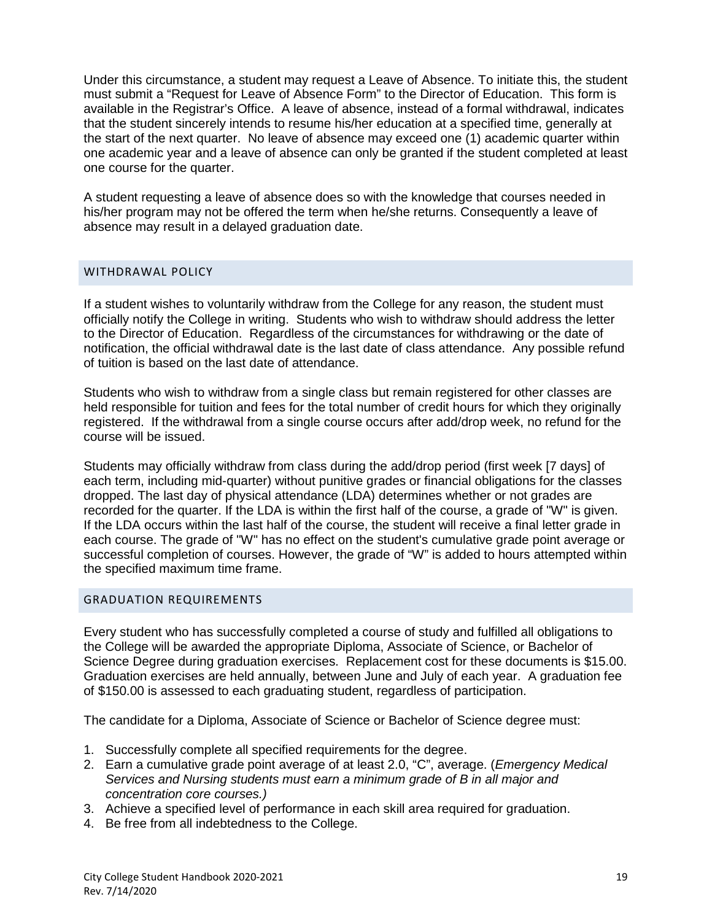Under this circumstance, a student may request a Leave of Absence. To initiate this, the student must submit a "Request for Leave of Absence Form" to the Director of Education. This form is available in the Registrar's Office. A leave of absence, instead of a formal withdrawal, indicates that the student sincerely intends to resume his/her education at a specified time, generally at the start of the next quarter. No leave of absence may exceed one (1) academic quarter within one academic year and a leave of absence can only be granted if the student completed at least one course for the quarter.

A student requesting a leave of absence does so with the knowledge that courses needed in his/her program may not be offered the term when he/she returns. Consequently a leave of absence may result in a delayed graduation date.

## WITHDRAWAL POLICY

If a student wishes to voluntarily withdraw from the College for any reason, the student must officially notify the College in writing. Students who wish to withdraw should address the letter to the Director of Education. Regardless of the circumstances for withdrawing or the date of notification, the official withdrawal date is the last date of class attendance. Any possible refund of tuition is based on the last date of attendance.

Students who wish to withdraw from a single class but remain registered for other classes are held responsible for tuition and fees for the total number of credit hours for which they originally registered. If the withdrawal from a single course occurs after add/drop week, no refund for the course will be issued.

Students may officially withdraw from class during the add/drop period (first week [7 days] of each term, including mid-quarter) without punitive grades or financial obligations for the classes dropped. The last day of physical attendance (LDA) determines whether or not grades are recorded for the quarter. If the LDA is within the first half of the course, a grade of "W" is given. If the LDA occurs within the last half of the course, the student will receive a final letter grade in each course. The grade of "W" has no effect on the student's cumulative grade point average or successful completion of courses. However, the grade of "W" is added to hours attempted within the specified maximum time frame.

## GRADUATION REQUIREMENTS

Every student who has successfully completed a course of study and fulfilled all obligations to the College will be awarded the appropriate Diploma, Associate of Science, or Bachelor of Science Degree during graduation exercises. Replacement cost for these documents is $15.00. Graduation exercises are held annually, between June and July of each year. A graduation fee of $150.00 is assessed to each graduating student, regardless of participation.

The candidate for a Diploma, Associate of Science or Bachelor of Science degree must:

1. Successfully complete all specified requirements for the degree.
2. Earn a cumulative grade point average of at least 2.0, "C", average. (*Emergency Medical Services and Nursing students must earn a minimum grade of B in all major and concentration core courses.)*
3. Achieve a specified level of performance in each skill area required for graduation.
4. Be free from all indebtedness to the College.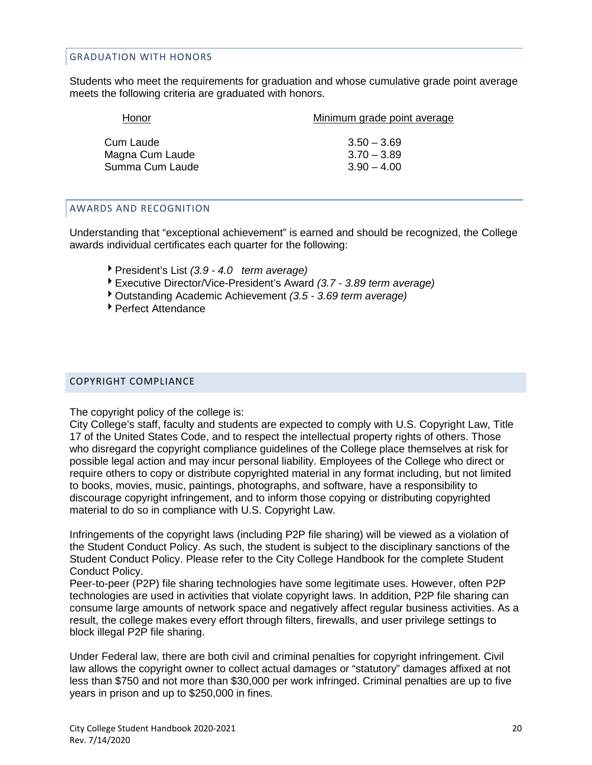## GRADUATION WITH HONORS

Students who meet the requirements for graduation and whose cumulative grade point average meets the following criteria are graduated with honors.

| Honor | Minimum grade point average |
|---|---|
| Cum Laude | 3.50 – 3.69 |
| Magna Cum Laude | 3.70 – 3.89 |
| Summa Cum Laude | 3.90 – 4.00 |

## AWARDS AND RECOGNITION

Understanding that "exceptional achievement" is earned and should be recognized, the College awards individual certificates each quarter for the following:

- President's List *(3.9 - 4.0 term average)*
- Executive Director/Vice-President's Award *(3.7 - 3.89 term average)*
- Outstanding Academic Achievement *(3.5 - 3.69 term average)*
- Perfect Attendance

## COPYRIGHT COMPLIANCE

The copyright policy of the college is:
City College's staff, faculty and students are expected to comply with U.S. Copyright Law, Title 17 of the United States Code, and to respect the intellectual property rights of others. Those who disregard the copyright compliance guidelines of the College place themselves at risk for possible legal action and may incur personal liability. Employees of the College who direct or require others to copy or distribute copyrighted material in any format including, but not limited to books, movies, music, paintings, photographs, and software, have a responsibility to discourage copyright infringement, and to inform those copying or distributing copyrighted material to do so in compliance with U.S. Copyright Law.

Infringements of the copyright laws (including P2P file sharing) will be viewed as a violation of the Student Conduct Policy. As such, the student is subject to the disciplinary sanctions of the Student Conduct Policy. Please refer to the City College Handbook for the complete Student Conduct Policy.
Peer-to-peer (P2P) file sharing technologies have some legitimate uses. However, often P2P technologies are used in activities that violate copyright laws. In addition, P2P file sharing can consume large amounts of network space and negatively affect regular business activities. As a result, the college makes every effort through filters, firewalls, and user privilege settings to block illegal P2P file sharing.

Under Federal law, there are both civil and criminal penalties for copyright infringement. Civil law allows the copyright owner to collect actual damages or "statutory" damages affixed at not less than $750 and not more than $30,000 per work infringed. Criminal penalties are up to five years in prison and up to $250,000 in fines.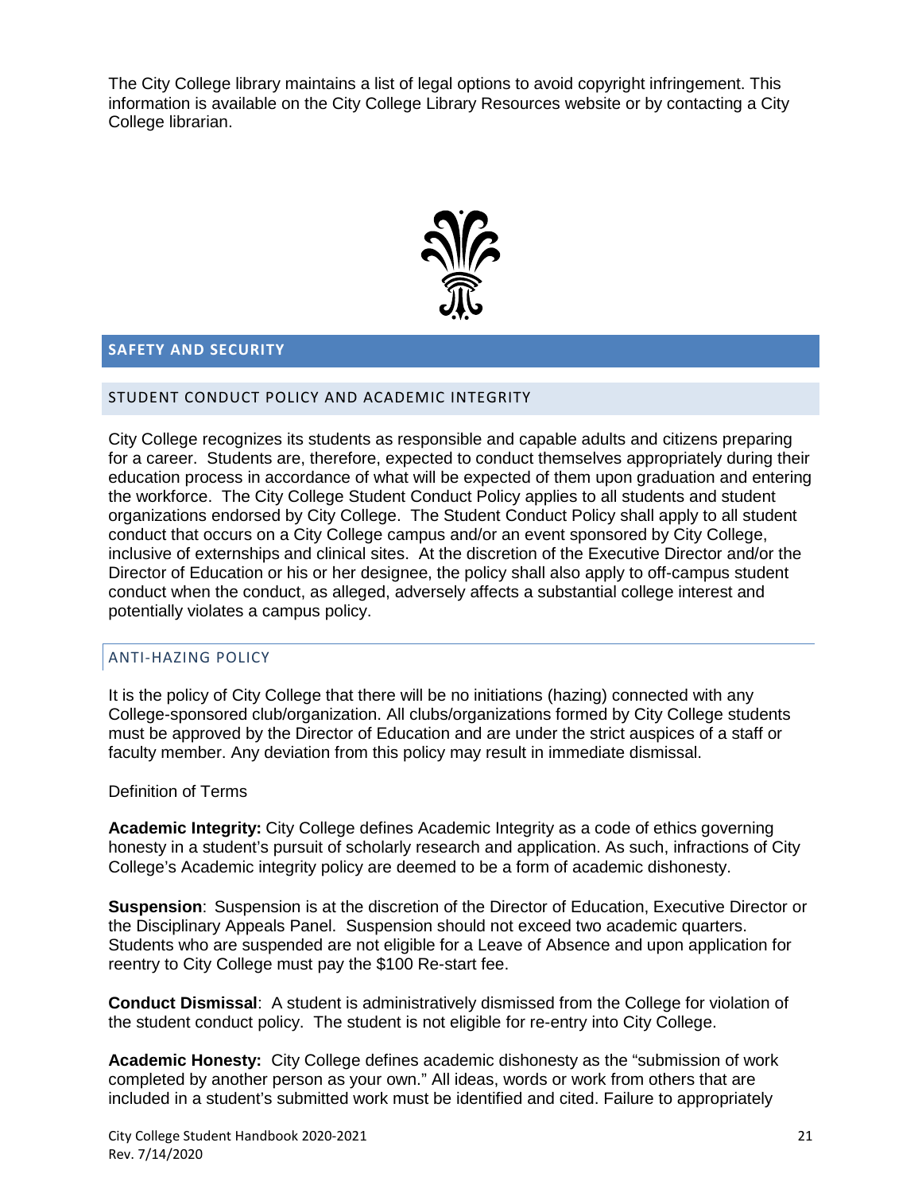The City College library maintains a list of legal options to avoid copyright infringement. This information is available on the City College Library Resources website or by contacting a City College librarian.

## SAFETY AND SECURITY

### STUDENT CONDUCT POLICY AND ACADEMIC INTEGRITY

City College recognizes its students as responsible and capable adults and citizens preparing for a career. Students are, therefore, expected to conduct themselves appropriately during their education process in accordance of what will be expected of them upon graduation and entering the workforce. The City College Student Conduct Policy applies to all students and student organizations endorsed by City College. The Student Conduct Policy shall apply to all student conduct that occurs on a City College campus and/or an event sponsored by City College, inclusive of externships and clinical sites. At the discretion of the Executive Director and/or the Director of Education or his or her designee, the policy shall also apply to off-campus student conduct when the conduct, as alleged, adversely affects a substantial college interest and potentially violates a campus policy.

### ANTI-HAZING POLICY

It is the policy of City College that there will be no initiations (hazing) connected with any College-sponsored club/organization. All clubs/organizations formed by City College students must be approved by the Director of Education and are under the strict auspices of a staff or faculty member. Any deviation from this policy may result in immediate dismissal.

Definition of Terms

**Academic Integrity:** City College defines Academic Integrity as a code of ethics governing honesty in a student's pursuit of scholarly research and application. As such, infractions of City College's Academic integrity policy are deemed to be a form of academic dishonesty.

**Suspension**: Suspension is at the discretion of the Director of Education, Executive Director or the Disciplinary Appeals Panel. Suspension should not exceed two academic quarters. Students who are suspended are not eligible for a Leave of Absence and upon application for reentry to City College must pay the $100 Re-start fee.

**Conduct Dismissal**: A student is administratively dismissed from the College for violation of the student conduct policy. The student is not eligible for re-entry into City College.

**Academic Honesty:** City College defines academic dishonesty as the "submission of work completed by another person as your own." All ideas, words or work from others that are included in a student's submitted work must be identified and cited. Failure to appropriately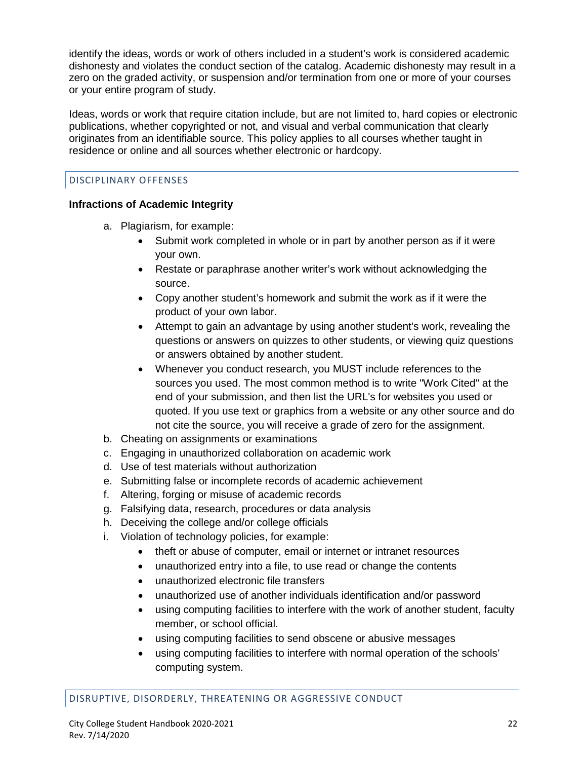identify the ideas, words or work of others included in a student's work is considered academic dishonesty and violates the conduct section of the catalog. Academic dishonesty may result in a zero on the graded activity, or suspension and/or termination from one or more of your courses or your entire program of study.

Ideas, words or work that require citation include, but are not limited to, hard copies or electronic publications, whether copyrighted or not, and visual and verbal communication that clearly originates from an identifiable source. This policy applies to all courses whether taught in residence or online and all sources whether electronic or hardcopy.

## DISCIPLINARY OFFENSES

**Infractions of Academic Integrity**

a. Plagiarism, for example:
   - Submit work completed in whole or in part by another person as if it were your own.
   - Restate or paraphrase another writer's work without acknowledging the source.
   - Copy another student's homework and submit the work as if it were the product of your own labor.
   - Attempt to gain an advantage by using another student's work, revealing the questions or answers on quizzes to other students, or viewing quiz questions or answers obtained by another student.
   - Whenever you conduct research, you MUST include references to the sources you used. The most common method is to write "Work Cited" at the end of your submission, and then list the URL's for websites you used or quoted. If you use text or graphics from a website or any other source and do not cite the source, you will receive a grade of zero for the assignment.

b. Cheating on assignments or examinations
c. Engaging in unauthorized collaboration on academic work
d. Use of test materials without authorization
e. Submitting false or incomplete records of academic achievement
f. Altering, forging or misuse of academic records
g. Falsifying data, research, procedures or data analysis
h. Deceiving the college and/or college officials
i. Violation of technology policies, for example:
   - theft or abuse of computer, email or internet or intranet resources
   - unauthorized entry into a file, to use read or change the contents
   - unauthorized electronic file transfers
   - unauthorized use of another individuals identification and/or password
   - using computing facilities to interfere with the work of another student, faculty member, or school official.
   - using computing facilities to send obscene or abusive messages
   - using computing facilities to interfere with normal operation of the schools' computing system.

## DISRUPTIVE, DISORDERLY, THREATENING OR AGGRESSIVE CONDUCT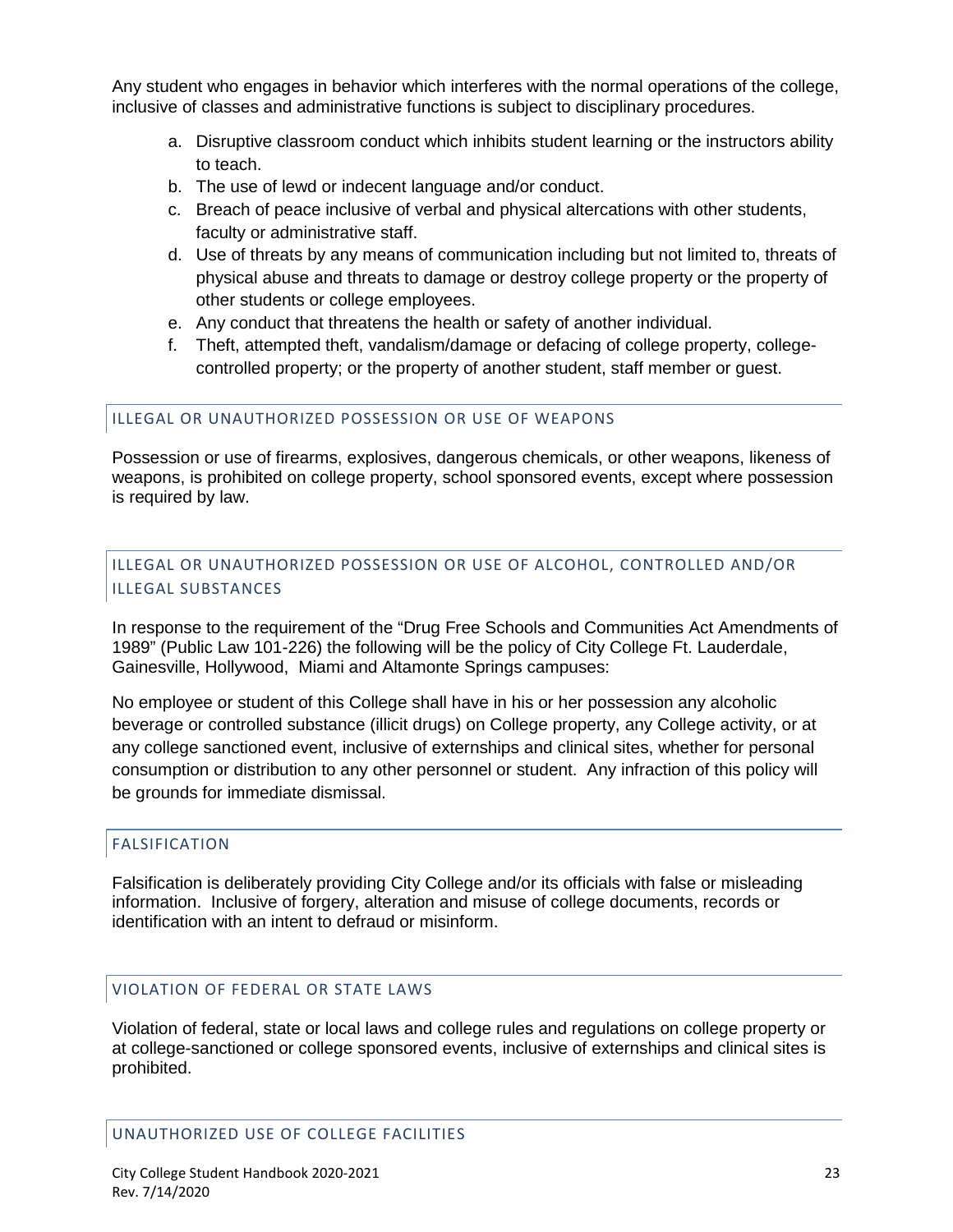Any student who engages in behavior which interferes with the normal operations of the college, inclusive of classes and administrative functions is subject to disciplinary procedures.

a. Disruptive classroom conduct which inhibits student learning or the instructors ability to teach.
b. The use of lewd or indecent language and/or conduct.
c. Breach of peace inclusive of verbal and physical altercations with other students, faculty or administrative staff.
d. Use of threats by any means of communication including but not limited to, threats of physical abuse and threats to damage or destroy college property or the property of other students or college employees.
e. Any conduct that threatens the health or safety of another individual.
f. Theft, attempted theft, vandalism/damage or defacing of college property, college-controlled property; or the property of another student, staff member or guest.

## ILLEGAL OR UNAUTHORIZED POSSESSION OR USE OF WEAPONS

Possession or use of firearms, explosives, dangerous chemicals, or other weapons, likeness of weapons, is prohibited on college property, school sponsored events, except where possession is required by law.

## ILLEGAL OR UNAUTHORIZED POSSESSION OR USE OF ALCOHOL, CONTROLLED AND/OR ILLEGAL SUBSTANCES

In response to the requirement of the "Drug Free Schools and Communities Act Amendments of 1989" (Public Law 101-226) the following will be the policy of City College Ft. Lauderdale, Gainesville, Hollywood, Miami and Altamonte Springs campuses:

No employee or student of this College shall have in his or her possession any alcoholic beverage or controlled substance (illicit drugs) on College property, any College activity, or at any college sanctioned event, inclusive of externships and clinical sites, whether for personal consumption or distribution to any other personnel or student. Any infraction of this policy will be grounds for immediate dismissal.

## FALSIFICATION

Falsification is deliberately providing City College and/or its officials with false or misleading information. Inclusive of forgery, alteration and misuse of college documents, records or identification with an intent to defraud or misinform.

## VIOLATION OF FEDERAL OR STATE LAWS

Violation of federal, state or local laws and college rules and regulations on college property or at college-sanctioned or college sponsored events, inclusive of externships and clinical sites is prohibited.

## UNAUTHORIZED USE OF COLLEGE FACILITIES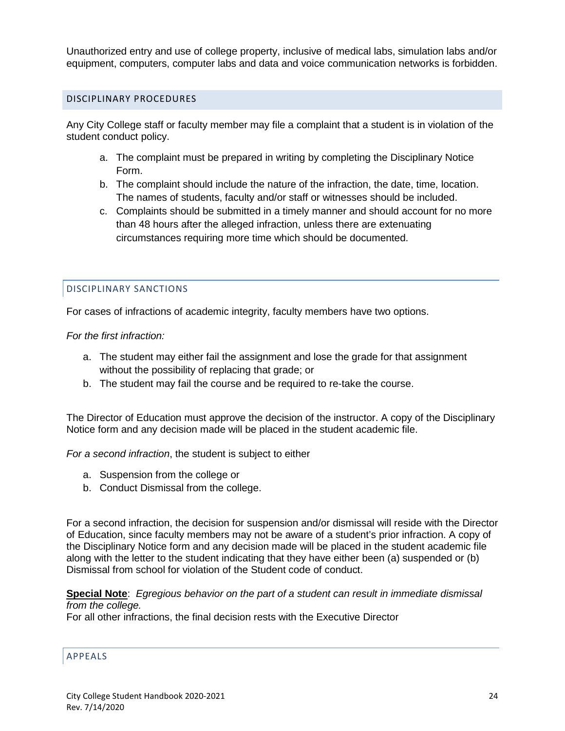Unauthorized entry and use of college property, inclusive of medical labs, simulation labs and/or equipment, computers, computer labs and data and voice communication networks is forbidden.

## DISCIPLINARY PROCEDURES

Any City College staff or faculty member may file a complaint that a student is in violation of the student conduct policy.

a. The complaint must be prepared in writing by completing the Disciplinary Notice Form.
b. The complaint should include the nature of the infraction, the date, time, location. The names of students, faculty and/or staff or witnesses should be included.
c. Complaints should be submitted in a timely manner and should account for no more than 48 hours after the alleged infraction, unless there are extenuating circumstances requiring more time which should be documented.

## DISCIPLINARY SANCTIONS

For cases of infractions of academic integrity, faculty members have two options.

*For the first infraction:*

a. The student may either fail the assignment and lose the grade for that assignment without the possibility of replacing that grade; or
b. The student may fail the course and be required to re-take the course.

The Director of Education must approve the decision of the instructor. A copy of the Disciplinary Notice form and any decision made will be placed in the student academic file.

*For a second infraction*, the student is subject to either

a. Suspension from the college or
b. Conduct Dismissal from the college.

For a second infraction, the decision for suspension and/or dismissal will reside with the Director of Education, since faculty members may not be aware of a student's prior infraction. A copy of the Disciplinary Notice form and any decision made will be placed in the student academic file along with the letter to the student indicating that they have either been (a) suspended or (b) Dismissal from school for violation of the Student code of conduct.

**Special Note**: *Egregious behavior on the part of a student can result in immediate dismissal from the college.*
For all other infractions, the final decision rests with the Executive Director

## APPEALS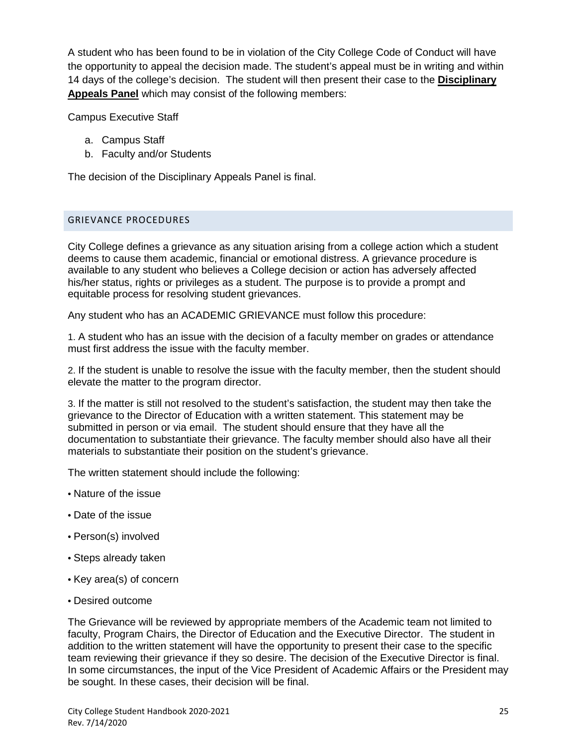A student who has been found to be in violation of the City College Code of Conduct will have the opportunity to appeal the decision made. The student's appeal must be in writing and within 14 days of the college's decision. The student will then present their case to the **Disciplinary Appeals Panel** which may consist of the following members:

Campus Executive Staff

a. Campus Staff
b. Faculty and/or Students

The decision of the Disciplinary Appeals Panel is final.

## GRIEVANCE PROCEDURES

City College defines a grievance as any situation arising from a college action which a student deems to cause them academic, financial or emotional distress. A grievance procedure is available to any student who believes a College decision or action has adversely affected his/her status, rights or privileges as a student. The purpose is to provide a prompt and equitable process for resolving student grievances.

Any student who has an ACADEMIC GRIEVANCE must follow this procedure:

1. A student who has an issue with the decision of a faculty member on grades or attendance must first address the issue with the faculty member.

2. If the student is unable to resolve the issue with the faculty member, then the student should elevate the matter to the program director.

3. If the matter is still not resolved to the student's satisfaction, the student may then take the grievance to the Director of Education with a written statement. This statement may be submitted in person or via email. The student should ensure that they have all the documentation to substantiate their grievance. The faculty member should also have all their materials to substantiate their position on the student's grievance.

The written statement should include the following:

- Nature of the issue
- Date of the issue
- Person(s) involved
- Steps already taken
- Key area(s) of concern
- Desired outcome

The Grievance will be reviewed by appropriate members of the Academic team not limited to faculty, Program Chairs, the Director of Education and the Executive Director. The student in addition to the written statement will have the opportunity to present their case to the specific team reviewing their grievance if they so desire. The decision of the Executive Director is final. In some circumstances, the input of the Vice President of Academic Affairs or the President may be sought. In these cases, their decision will be final.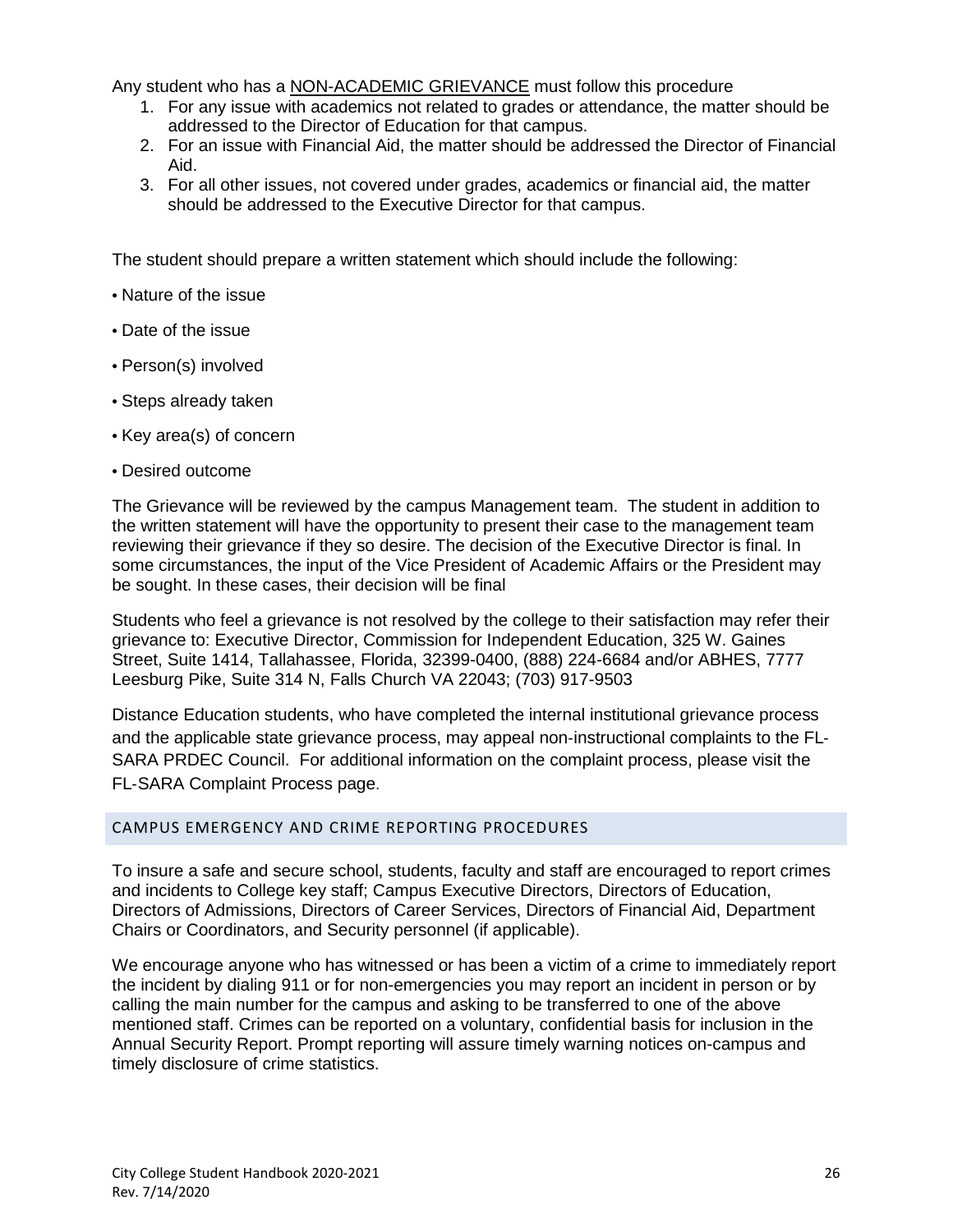Any student who has a <u>NON-ACADEMIC GRIEVANCE</u> must follow this procedure

1. For any issue with academics not related to grades or attendance, the matter should be addressed to the Director of Education for that campus.
2. For an issue with Financial Aid, the matter should be addressed the Director of Financial Aid.
3. For all other issues, not covered under grades, academics or financial aid, the matter should be addressed to the Executive Director for that campus.

The student should prepare a written statement which should include the following:

- Nature of the issue
- Date of the issue
- Person(s) involved
- Steps already taken
- Key area(s) of concern
- Desired outcome

The Grievance will be reviewed by the campus Management team. The student in addition to the written statement will have the opportunity to present their case to the management team reviewing their grievance if they so desire. The decision of the Executive Director is final. In some circumstances, the input of the Vice President of Academic Affairs or the President may be sought. In these cases, their decision will be final

Students who feel a grievance is not resolved by the college to their satisfaction may refer their grievance to: Executive Director, Commission for Independent Education, 325 W. Gaines Street, Suite 1414, Tallahassee, Florida, 32399-0400, (888) 224-6684 and/or ABHES, 7777 Leesburg Pike, Suite 314 N, Falls Church VA 22043; (703) 917-9503

Distance Education students, who have completed the internal institutional grievance process and the applicable state grievance process, may appeal non-instructional complaints to the FL-SARA PRDEC Council. For additional information on the complaint process, please visit the FL-SARA Complaint Process page.

## CAMPUS EMERGENCY AND CRIME REPORTING PROCEDURES

To insure a safe and secure school, students, faculty and staff are encouraged to report crimes and incidents to College key staff; Campus Executive Directors, Directors of Education, Directors of Admissions, Directors of Career Services, Directors of Financial Aid, Department Chairs or Coordinators, and Security personnel (if applicable).

We encourage anyone who has witnessed or has been a victim of a crime to immediately report the incident by dialing 911 or for non-emergencies you may report an incident in person or by calling the main number for the campus and asking to be transferred to one of the above mentioned staff. Crimes can be reported on a voluntary, confidential basis for inclusion in the Annual Security Report. Prompt reporting will assure timely warning notices on-campus and timely disclosure of crime statistics.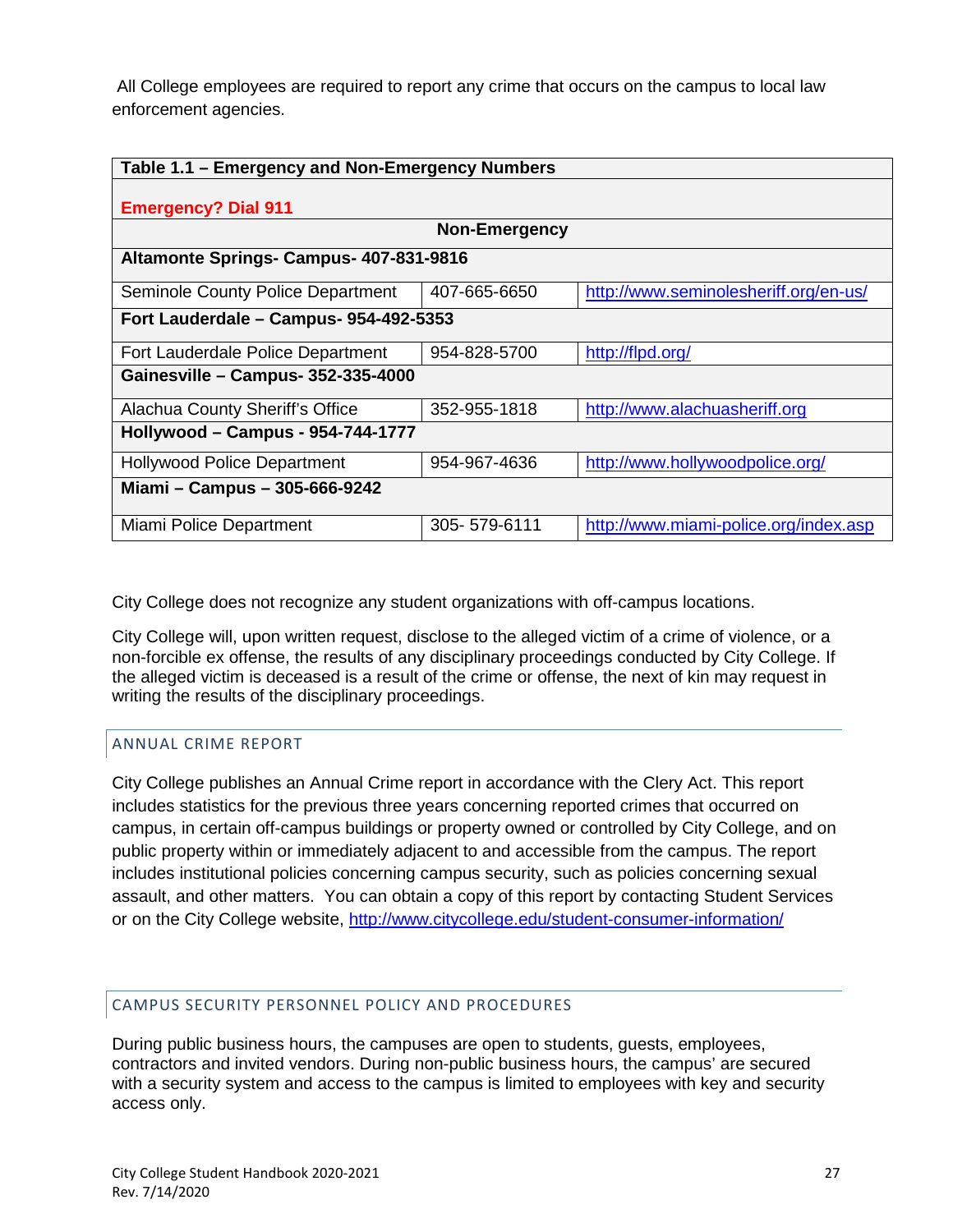All College employees are required to report any crime that occurs on the campus to local law enforcement agencies.

| Table 1.1 – Emergency and Non-Emergency Numbers | | |
|---|---|---|
| **Emergency? Dial 911** | | |
| **Non-Emergency** | | |
| **Altamonte Springs- Campus- 407-831-9816** | | |
| Seminole County Police Department | 407-665-6650 | http://www.seminolesheriff.org/en-us/ |
| **Fort Lauderdale – Campus- 954-492-5353** | | |
| Fort Lauderdale Police Department | 954-828-5700 | http://flpd.org/ |
| **Gainesville – Campus- 352-335-4000** | | |
| Alachua County Sheriff's Office | 352-955-1818 | http://www.alachuasheriff.org |
| **Hollywood – Campus - 954-744-1777** | | |
| Hollywood Police Department | 954-967-4636 | http://www.hollywoodpolice.org/ |
| **Miami – Campus – 305-666-9242** | | |
| Miami Police Department | 305- 579-6111 | http://www.miami-police.org/index.asp |

City College does not recognize any student organizations with off-campus locations.

City College will, upon written request, disclose to the alleged victim of a crime of violence, or a non-forcible ex offense, the results of any disciplinary proceedings conducted by City College. If the alleged victim is deceased is a result of the crime or offense, the next of kin may request in writing the results of the disciplinary proceedings.

## ANNUAL CRIME REPORT

City College publishes an Annual Crime report in accordance with the Clery Act. This report includes statistics for the previous three years concerning reported crimes that occurred on campus, in certain off-campus buildings or property owned or controlled by City College, and on public property within or immediately adjacent to and accessible from the campus. The report includes institutional policies concerning campus security, such as policies concerning sexual assault, and other matters. You can obtain a copy of this report by contacting Student Services or on the City College website, http://www.citycollege.edu/student-consumer-information/

## CAMPUS SECURITY PERSONNEL POLICY AND PROCEDURES

During public business hours, the campuses are open to students, guests, employees, contractors and invited vendors. During non-public business hours, the campus' are secured with a security system and access to the campus is limited to employees with key and security access only.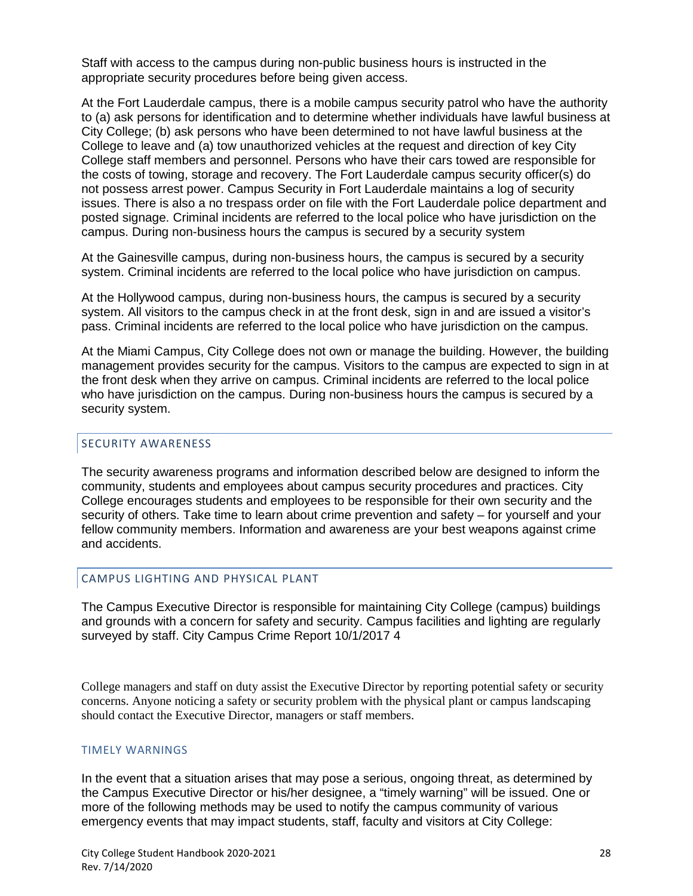Staff with access to the campus during non-public business hours is instructed in the appropriate security procedures before being given access.

At the Fort Lauderdale campus, there is a mobile campus security patrol who have the authority to (a) ask persons for identification and to determine whether individuals have lawful business at City College; (b) ask persons who have been determined to not have lawful business at the College to leave and (a) tow unauthorized vehicles at the request and direction of key City College staff members and personnel. Persons who have their cars towed are responsible for the costs of towing, storage and recovery. The Fort Lauderdale campus security officer(s) do not possess arrest power. Campus Security in Fort Lauderdale maintains a log of security issues. There is also a no trespass order on file with the Fort Lauderdale police department and posted signage. Criminal incidents are referred to the local police who have jurisdiction on the campus. During non-business hours the campus is secured by a security system

At the Gainesville campus, during non-business hours, the campus is secured by a security system. Criminal incidents are referred to the local police who have jurisdiction on campus.

At the Hollywood campus, during non-business hours, the campus is secured by a security system. All visitors to the campus check in at the front desk, sign in and are issued a visitor's pass. Criminal incidents are referred to the local police who have jurisdiction on the campus.

At the Miami Campus, City College does not own or manage the building. However, the building management provides security for the campus. Visitors to the campus are expected to sign in at the front desk when they arrive on campus. Criminal incidents are referred to the local police who have jurisdiction on the campus. During non-business hours the campus is secured by a security system.

## SECURITY AWARENESS

The security awareness programs and information described below are designed to inform the community, students and employees about campus security procedures and practices. City College encourages students and employees to be responsible for their own security and the security of others. Take time to learn about crime prevention and safety – for yourself and your fellow community members. Information and awareness are your best weapons against crime and accidents.

## CAMPUS LIGHTING AND PHYSICAL PLANT

The Campus Executive Director is responsible for maintaining City College (campus) buildings and grounds with a concern for safety and security. Campus facilities and lighting are regularly surveyed by staff. City Campus Crime Report 10/1/2017 4

College managers and staff on duty assist the Executive Director by reporting potential safety or security concerns. Anyone noticing a safety or security problem with the physical plant or campus landscaping should contact the Executive Director, managers or staff members.

### TIMELY WARNINGS

In the event that a situation arises that may pose a serious, ongoing threat, as determined by the Campus Executive Director or his/her designee, a "timely warning" will be issued. One or more of the following methods may be used to notify the campus community of various emergency events that may impact students, staff, faculty and visitors at City College: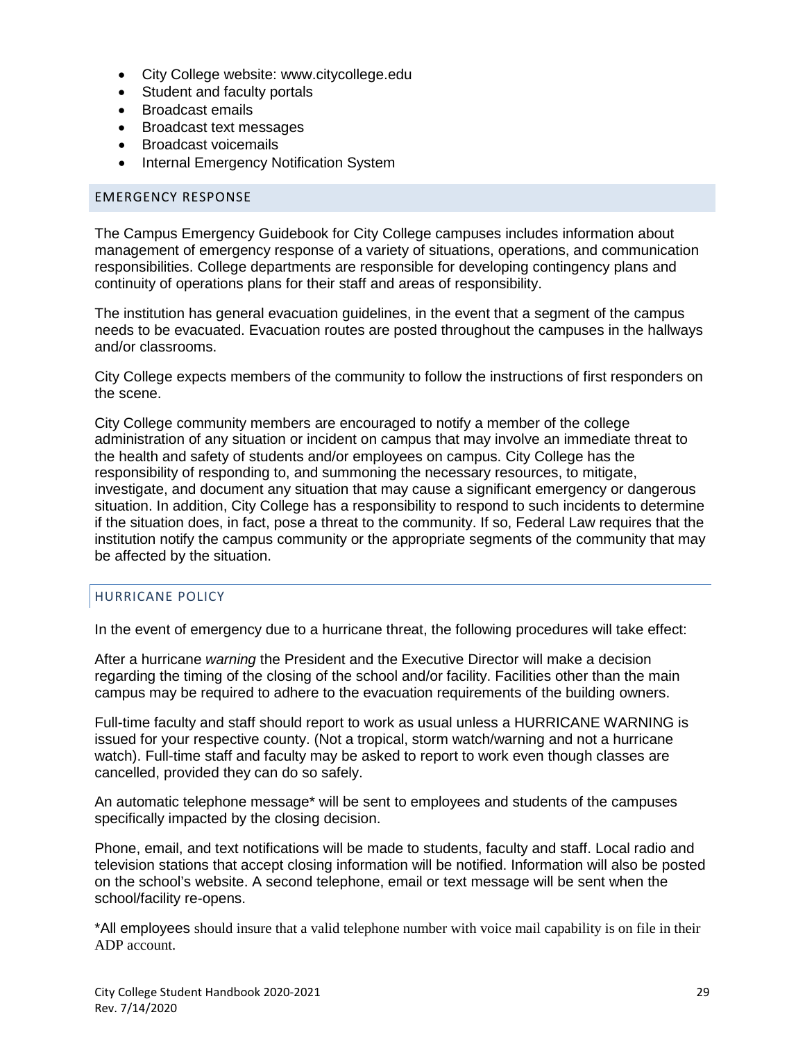- City College website: www.citycollege.edu
- Student and faculty portals
- Broadcast emails
- Broadcast text messages
- Broadcast voicemails
- Internal Emergency Notification System

## EMERGENCY RESPONSE

The Campus Emergency Guidebook for City College campuses includes information about management of emergency response of a variety of situations, operations, and communication responsibilities. College departments are responsible for developing contingency plans and continuity of operations plans for their staff and areas of responsibility.

The institution has general evacuation guidelines, in the event that a segment of the campus needs to be evacuated. Evacuation routes are posted throughout the campuses in the hallways and/or classrooms.

City College expects members of the community to follow the instructions of first responders on the scene.

City College community members are encouraged to notify a member of the college administration of any situation or incident on campus that may involve an immediate threat to the health and safety of students and/or employees on campus. City College has the responsibility of responding to, and summoning the necessary resources, to mitigate, investigate, and document any situation that may cause a significant emergency or dangerous situation. In addition, City College has a responsibility to respond to such incidents to determine if the situation does, in fact, pose a threat to the community. If so, Federal Law requires that the institution notify the campus community or the appropriate segments of the community that may be affected by the situation.

### HURRICANE POLICY

In the event of emergency due to a hurricane threat, the following procedures will take effect:

After a hurricane *warning* the President and the Executive Director will make a decision regarding the timing of the closing of the school and/or facility. Facilities other than the main campus may be required to adhere to the evacuation requirements of the building owners.

Full-time faculty and staff should report to work as usual unless a HURRICANE WARNING is issued for your respective county. (Not a tropical, storm watch/warning and not a hurricane watch). Full-time staff and faculty may be asked to report to work even though classes are cancelled, provided they can do so safely.

An automatic telephone message* will be sent to employees and students of the campuses specifically impacted by the closing decision.

Phone, email, and text notifications will be made to students, faculty and staff. Local radio and television stations that accept closing information will be notified. Information will also be posted on the school's website. A second telephone, email or text message will be sent when the school/facility re-opens.

*All employees should insure that a valid telephone number with voice mail capability is on file in their ADP account.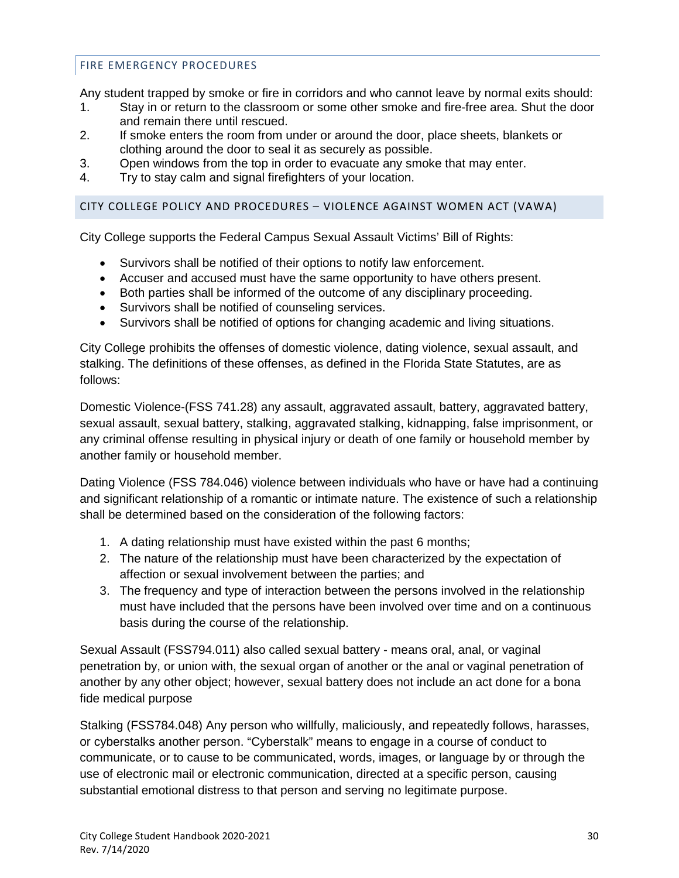## FIRE EMERGENCY PROCEDURES

Any student trapped by smoke or fire in corridors and who cannot leave by normal exits should:

1. Stay in or return to the classroom or some other smoke and fire-free area. Shut the door and remain there until rescued.
2. If smoke enters the room from under or around the door, place sheets, blankets or clothing around the door to seal it as securely as possible.
3. Open windows from the top in order to evacuate any smoke that may enter.
4. Try to stay calm and signal firefighters of your location.

## CITY COLLEGE POLICY AND PROCEDURES – VIOLENCE AGAINST WOMEN ACT (VAWA)

City College supports the Federal Campus Sexual Assault Victims' Bill of Rights:

- Survivors shall be notified of their options to notify law enforcement.
- Accuser and accused must have the same opportunity to have others present.
- Both parties shall be informed of the outcome of any disciplinary proceeding.
- Survivors shall be notified of counseling services.
- Survivors shall be notified of options for changing academic and living situations.

City College prohibits the offenses of domestic violence, dating violence, sexual assault, and stalking. The definitions of these offenses, as defined in the Florida State Statutes, are as follows:

Domestic Violence-(FSS 741.28) any assault, aggravated assault, battery, aggravated battery, sexual assault, sexual battery, stalking, aggravated stalking, kidnapping, false imprisonment, or any criminal offense resulting in physical injury or death of one family or household member by another family or household member.

Dating Violence (FSS 784.046) violence between individuals who have or have had a continuing and significant relationship of a romantic or intimate nature. The existence of such a relationship shall be determined based on the consideration of the following factors:

1. A dating relationship must have existed within the past 6 months;
2. The nature of the relationship must have been characterized by the expectation of affection or sexual involvement between the parties; and
3. The frequency and type of interaction between the persons involved in the relationship must have included that the persons have been involved over time and on a continuous basis during the course of the relationship.

Sexual Assault (FSS794.011) also called sexual battery - means oral, anal, or vaginal penetration by, or union with, the sexual organ of another or the anal or vaginal penetration of another by any other object; however, sexual battery does not include an act done for a bona fide medical purpose

Stalking (FSS784.048) Any person who willfully, maliciously, and repeatedly follows, harasses, or cyberstalks another person. "Cyberstalk" means to engage in a course of conduct to communicate, or to cause to be communicated, words, images, or language by or through the use of electronic mail or electronic communication, directed at a specific person, causing substantial emotional distress to that person and serving no legitimate purpose.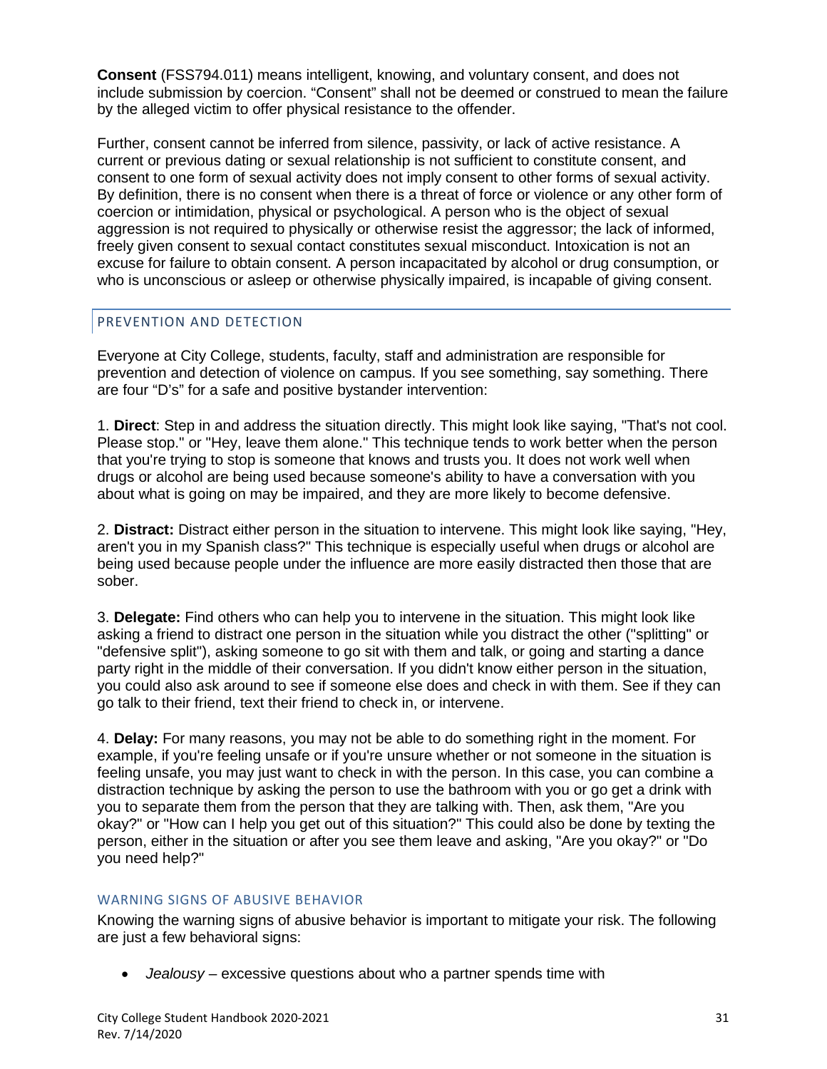**Consent** (FSS794.011) means intelligent, knowing, and voluntary consent, and does not include submission by coercion. "Consent" shall not be deemed or construed to mean the failure by the alleged victim to offer physical resistance to the offender.

Further, consent cannot be inferred from silence, passivity, or lack of active resistance. A current or previous dating or sexual relationship is not sufficient to constitute consent, and consent to one form of sexual activity does not imply consent to other forms of sexual activity. By definition, there is no consent when there is a threat of force or violence or any other form of coercion or intimidation, physical or psychological. A person who is the object of sexual aggression is not required to physically or otherwise resist the aggressor; the lack of informed, freely given consent to sexual contact constitutes sexual misconduct. Intoxication is not an excuse for failure to obtain consent. A person incapacitated by alcohol or drug consumption, or who is unconscious or asleep or otherwise physically impaired, is incapable of giving consent.

## PREVENTION AND DETECTION

Everyone at City College, students, faculty, staff and administration are responsible for prevention and detection of violence on campus. If you see something, say something. There are four "D's" for a safe and positive bystander intervention:

1. **Direct**: Step in and address the situation directly. This might look like saying, "That's not cool. Please stop." or "Hey, leave them alone." This technique tends to work better when the person that you're trying to stop is someone that knows and trusts you. It does not work well when drugs or alcohol are being used because someone's ability to have a conversation with you about what is going on may be impaired, and they are more likely to become defensive.

2. **Distract:** Distract either person in the situation to intervene. This might look like saying, "Hey, aren't you in my Spanish class?" This technique is especially useful when drugs or alcohol are being used because people under the influence are more easily distracted then those that are sober.

3. **Delegate:** Find others who can help you to intervene in the situation. This might look like asking a friend to distract one person in the situation while you distract the other ("splitting" or "defensive split"), asking someone to go sit with them and talk, or going and starting a dance party right in the middle of their conversation. If you didn't know either person in the situation, you could also ask around to see if someone else does and check in with them. See if they can go talk to their friend, text their friend to check in, or intervene.

4. **Delay:** For many reasons, you may not be able to do something right in the moment. For example, if you're feeling unsafe or if you're unsure whether or not someone in the situation is feeling unsafe, you may just want to check in with the person. In this case, you can combine a distraction technique by asking the person to use the bathroom with you or go get a drink with you to separate them from the person that they are talking with. Then, ask them, "Are you okay?" or "How can I help you get out of this situation?" This could also be done by texting the person, either in the situation or after you see them leave and asking, "Are you okay?" or "Do you need help?"

### WARNING SIGNS OF ABUSIVE BEHAVIOR

Knowing the warning signs of abusive behavior is important to mitigate your risk. The following are just a few behavioral signs:

- *Jealousy* – excessive questions about who a partner spends time with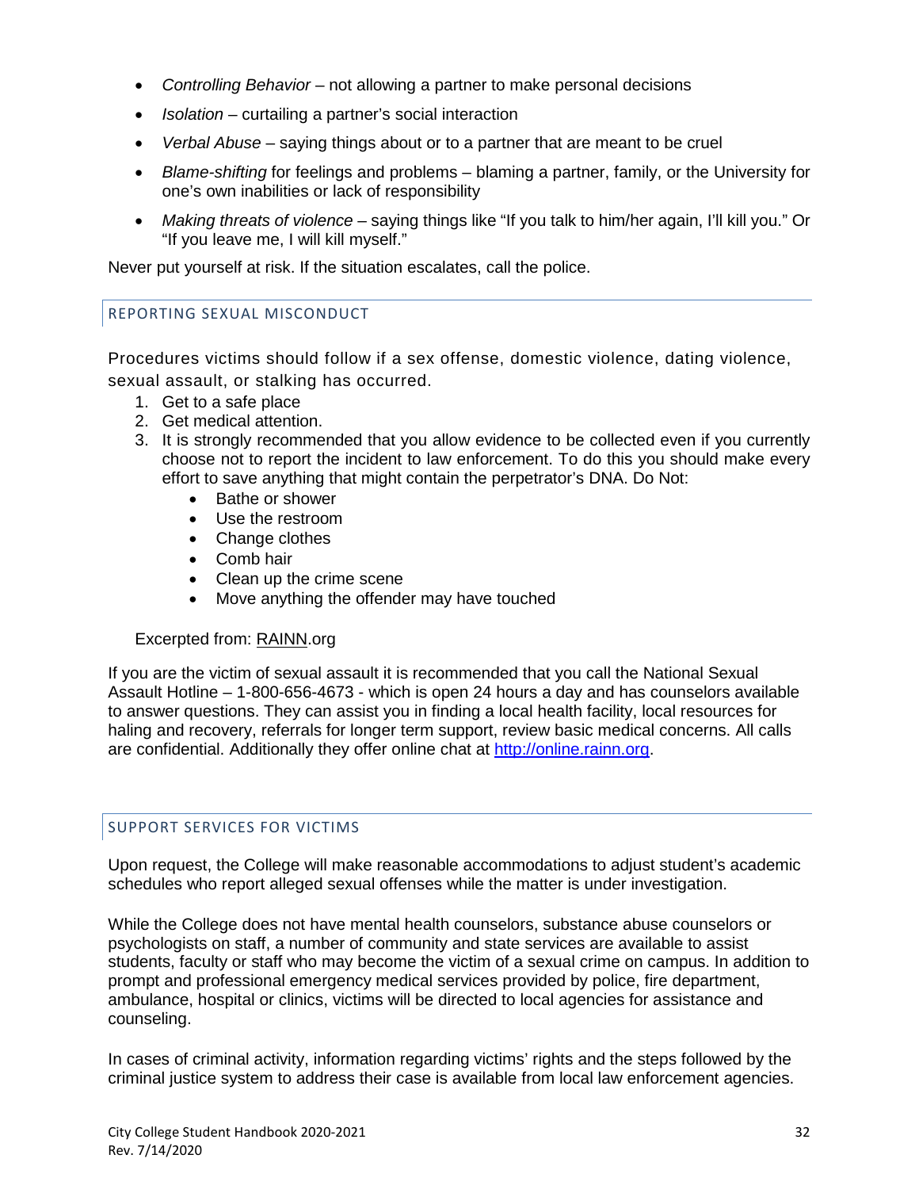- *Controlling Behavior* – not allowing a partner to make personal decisions
- *Isolation* – curtailing a partner's social interaction
- *Verbal Abuse* – saying things about or to a partner that are meant to be cruel
- *Blame-shifting* for feelings and problems – blaming a partner, family, or the University for one's own inabilities or lack of responsibility
- *Making threats of violence* – saying things like "If you talk to him/her again, I'll kill you." Or "If you leave me, I will kill myself."

Never put yourself at risk. If the situation escalates, call the police.

## REPORTING SEXUAL MISCONDUCT

Procedures victims should follow if a sex offense, domestic violence, dating violence, sexual assault, or stalking has occurred.

1. Get to a safe place
2. Get medical attention.
3. It is strongly recommended that you allow evidence to be collected even if you currently choose not to report the incident to law enforcement. To do this you should make every effort to save anything that might contain the perpetrator's DNA. Do Not:
   - Bathe or shower
   - Use the restroom
   - Change clothes
   - Comb hair
   - Clean up the crime scene
   - Move anything the offender may have touched

Excerpted from: RAINN.org

If you are the victim of sexual assault it is recommended that you call the National Sexual Assault Hotline – 1-800-656-4673 - which is open 24 hours a day and has counselors available to answer questions. They can assist you in finding a local health facility, local resources for haling and recovery, referrals for longer term support, review basic medical concerns. All calls are confidential. Additionally they offer online chat at http://online.rainn.org.

## SUPPORT SERVICES FOR VICTIMS

Upon request, the College will make reasonable accommodations to adjust student's academic schedules who report alleged sexual offenses while the matter is under investigation.

While the College does not have mental health counselors, substance abuse counselors or psychologists on staff, a number of community and state services are available to assist students, faculty or staff who may become the victim of a sexual crime on campus. In addition to prompt and professional emergency medical services provided by police, fire department, ambulance, hospital or clinics, victims will be directed to local agencies for assistance and counseling.

In cases of criminal activity, information regarding victims' rights and the steps followed by the criminal justice system to address their case is available from local law enforcement agencies.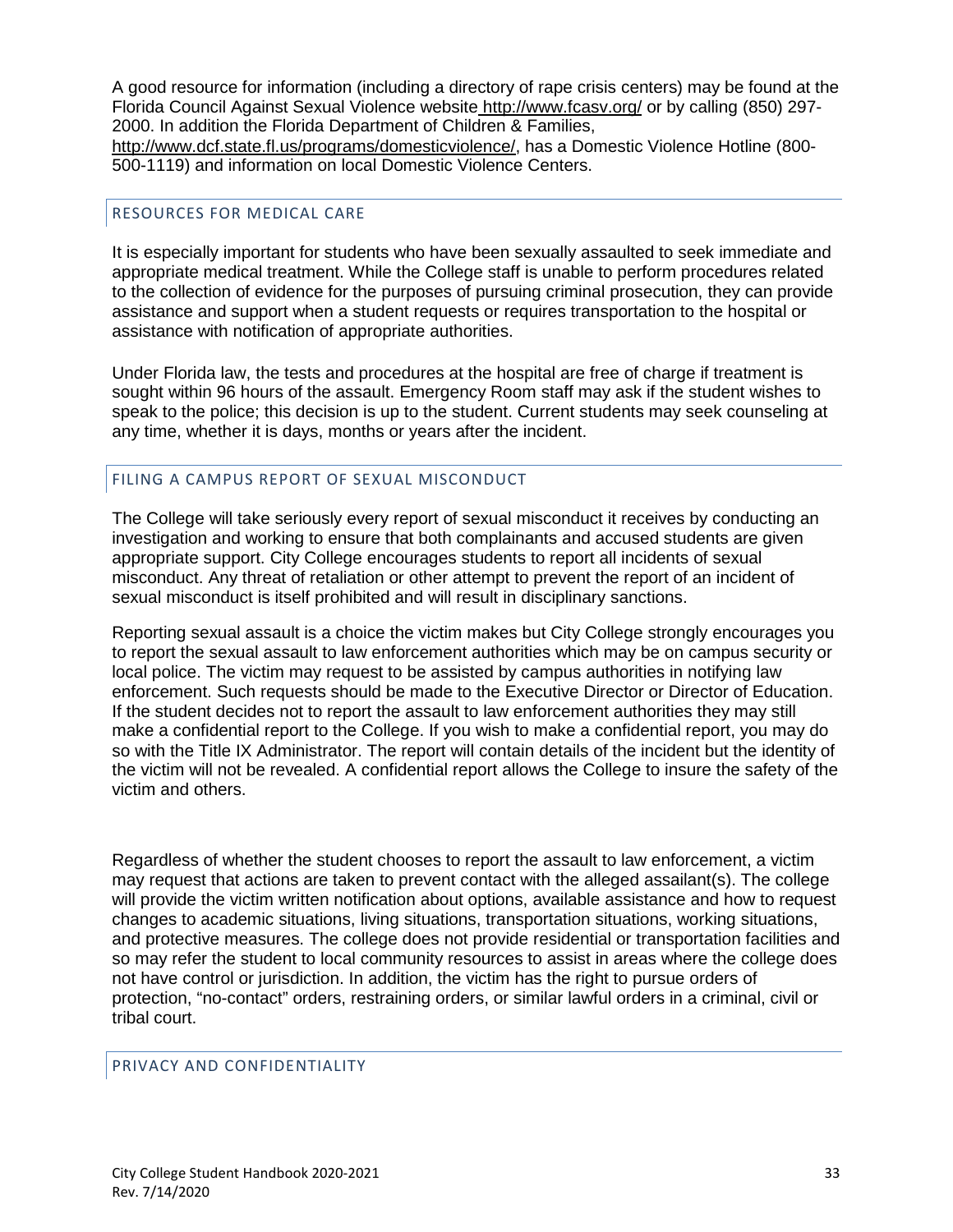A good resource for information (including a directory of rape crisis centers) may be found at the Florida Council Against Sexual Violence website http://www.fcasv.org/ or by calling (850) 297-2000. In addition the Florida Department of Children & Families, http://www.dcf.state.fl.us/programs/domesticviolence/, has a Domestic Violence Hotline (800-500-1119) and information on local Domestic Violence Centers.

## RESOURCES FOR MEDICAL CARE

It is especially important for students who have been sexually assaulted to seek immediate and appropriate medical treatment. While the College staff is unable to perform procedures related to the collection of evidence for the purposes of pursuing criminal prosecution, they can provide assistance and support when a student requests or requires transportation to the hospital or assistance with notification of appropriate authorities.

Under Florida law, the tests and procedures at the hospital are free of charge if treatment is sought within 96 hours of the assault. Emergency Room staff may ask if the student wishes to speak to the police; this decision is up to the student. Current students may seek counseling at any time, whether it is days, months or years after the incident.

## FILING A CAMPUS REPORT OF SEXUAL MISCONDUCT

The College will take seriously every report of sexual misconduct it receives by conducting an investigation and working to ensure that both complainants and accused students are given appropriate support. City College encourages students to report all incidents of sexual misconduct. Any threat of retaliation or other attempt to prevent the report of an incident of sexual misconduct is itself prohibited and will result in disciplinary sanctions.

Reporting sexual assault is a choice the victim makes but City College strongly encourages you to report the sexual assault to law enforcement authorities which may be on campus security or local police. The victim may request to be assisted by campus authorities in notifying law enforcement. Such requests should be made to the Executive Director or Director of Education. If the student decides not to report the assault to law enforcement authorities they may still make a confidential report to the College. If you wish to make a confidential report, you may do so with the Title IX Administrator. The report will contain details of the incident but the identity of the victim will not be revealed. A confidential report allows the College to insure the safety of the victim and others.

Regardless of whether the student chooses to report the assault to law enforcement, a victim may request that actions are taken to prevent contact with the alleged assailant(s). The college will provide the victim written notification about options, available assistance and how to request changes to academic situations, living situations, transportation situations, working situations, and protective measures. The college does not provide residential or transportation facilities and so may refer the student to local community resources to assist in areas where the college does not have control or jurisdiction. In addition, the victim has the right to pursue orders of protection, "no-contact" orders, restraining orders, or similar lawful orders in a criminal, civil or tribal court.

## PRIVACY AND CONFIDENTIALITY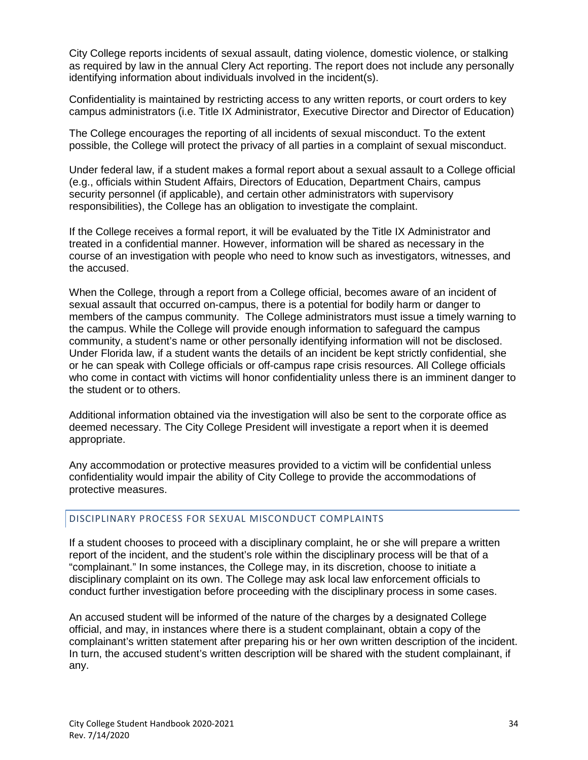City College reports incidents of sexual assault, dating violence, domestic violence, or stalking as required by law in the annual Clery Act reporting. The report does not include any personally identifying information about individuals involved in the incident(s).

Confidentiality is maintained by restricting access to any written reports, or court orders to key campus administrators (i.e. Title IX Administrator, Executive Director and Director of Education)

The College encourages the reporting of all incidents of sexual misconduct. To the extent possible, the College will protect the privacy of all parties in a complaint of sexual misconduct.

Under federal law, if a student makes a formal report about a sexual assault to a College official (e.g., officials within Student Affairs, Directors of Education, Department Chairs, campus security personnel (if applicable), and certain other administrators with supervisory responsibilities), the College has an obligation to investigate the complaint.

If the College receives a formal report, it will be evaluated by the Title IX Administrator and treated in a confidential manner. However, information will be shared as necessary in the course of an investigation with people who need to know such as investigators, witnesses, and the accused.

When the College, through a report from a College official, becomes aware of an incident of sexual assault that occurred on-campus, there is a potential for bodily harm or danger to members of the campus community. The College administrators must issue a timely warning to the campus. While the College will provide enough information to safeguard the campus community, a student's name or other personally identifying information will not be disclosed. Under Florida law, if a student wants the details of an incident be kept strictly confidential, she or he can speak with College officials or off-campus rape crisis resources. All College officials who come in contact with victims will honor confidentiality unless there is an imminent danger to the student or to others.

Additional information obtained via the investigation will also be sent to the corporate office as deemed necessary. The City College President will investigate a report when it is deemed appropriate.

Any accommodation or protective measures provided to a victim will be confidential unless confidentiality would impair the ability of City College to provide the accommodations of protective measures.

## DISCIPLINARY PROCESS FOR SEXUAL MISCONDUCT COMPLAINTS

If a student chooses to proceed with a disciplinary complaint, he or she will prepare a written report of the incident, and the student's role within the disciplinary process will be that of a "complainant." In some instances, the College may, in its discretion, choose to initiate a disciplinary complaint on its own. The College may ask local law enforcement officials to conduct further investigation before proceeding with the disciplinary process in some cases.

An accused student will be informed of the nature of the charges by a designated College official, and may, in instances where there is a student complainant, obtain a copy of the complainant's written statement after preparing his or her own written description of the incident. In turn, the accused student's written description will be shared with the student complainant, if any.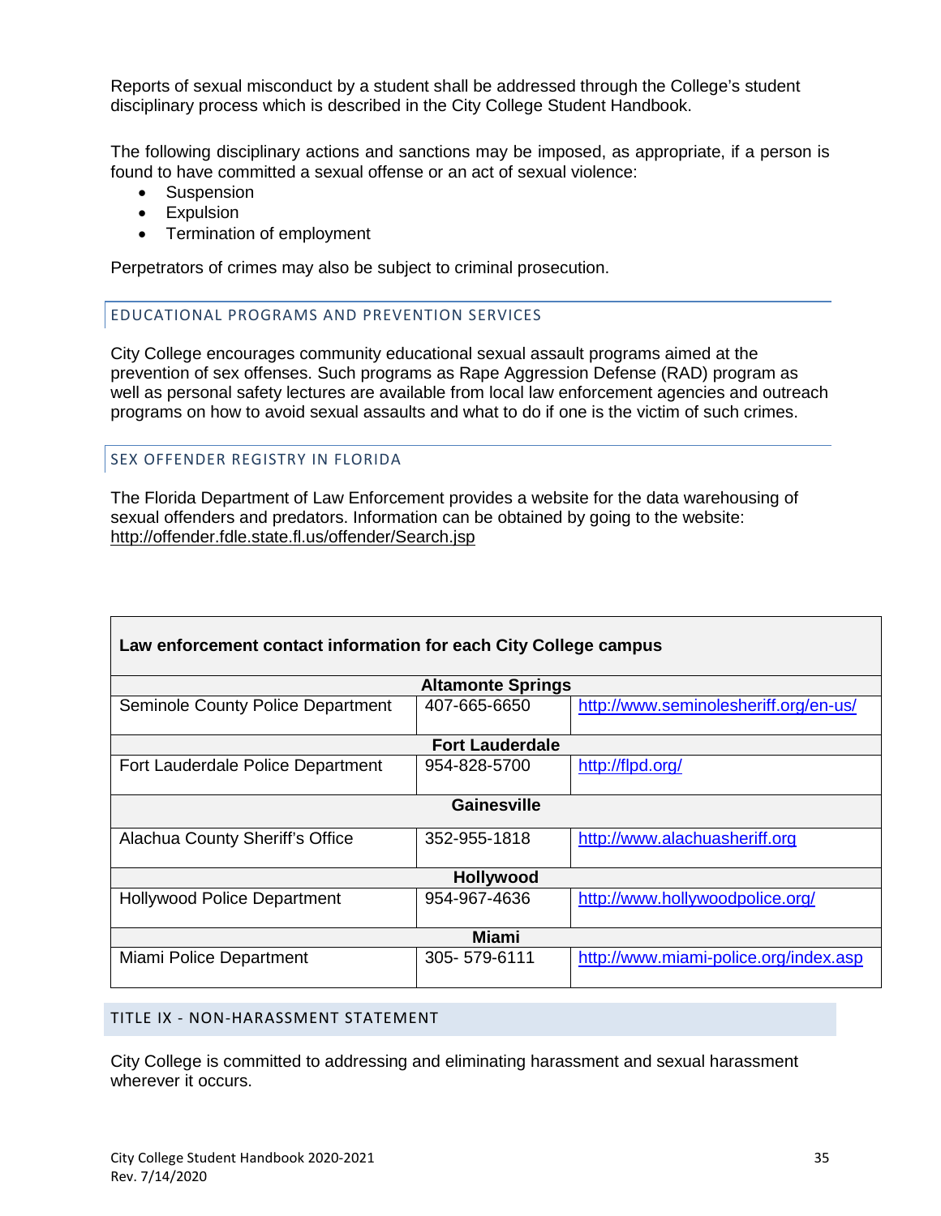Reports of sexual misconduct by a student shall be addressed through the College's student disciplinary process which is described in the City College Student Handbook.

The following disciplinary actions and sanctions may be imposed, as appropriate, if a person is found to have committed a sexual offense or an act of sexual violence:

- Suspension
- Expulsion
- Termination of employment

Perpetrators of crimes may also be subject to criminal prosecution.

## EDUCATIONAL PROGRAMS AND PREVENTION SERVICES

City College encourages community educational sexual assault programs aimed at the prevention of sex offenses. Such programs as Rape Aggression Defense (RAD) program as well as personal safety lectures are available from local law enforcement agencies and outreach programs on how to avoid sexual assaults and what to do if one is the victim of such crimes.

## SEX OFFENDER REGISTRY IN FLORIDA

The Florida Department of Law Enforcement provides a website for the data warehousing of sexual offenders and predators. Information can be obtained by going to the website: http://offender.fdle.state.fl.us/offender/Search.jsp

| **Law enforcement contact information for each City College campus** | | |
|---|---|---|
| **Altamonte Springs** | | |
| Seminole County Police Department | 407-665-6650 | http://www.seminolesheriff.org/en-us/ |
| **Fort Lauderdale** | | |
| Fort Lauderdale Police Department | 954-828-5700 | http://flpd.org/ |
| **Gainesville** | | |
| Alachua County Sheriff's Office | 352-955-1818 | http://www.alachuasheriff.org |
| **Hollywood** | | |
| Hollywood Police Department | 954-967-4636 | http://www.hollywoodpolice.org/ |
| **Miami** | | |
| Miami Police Department | 305- 579-6111 | http://www.miami-police.org/index.asp |

## TITLE IX - NON-HARASSMENT STATEMENT

City College is committed to addressing and eliminating harassment and sexual harassment wherever it occurs.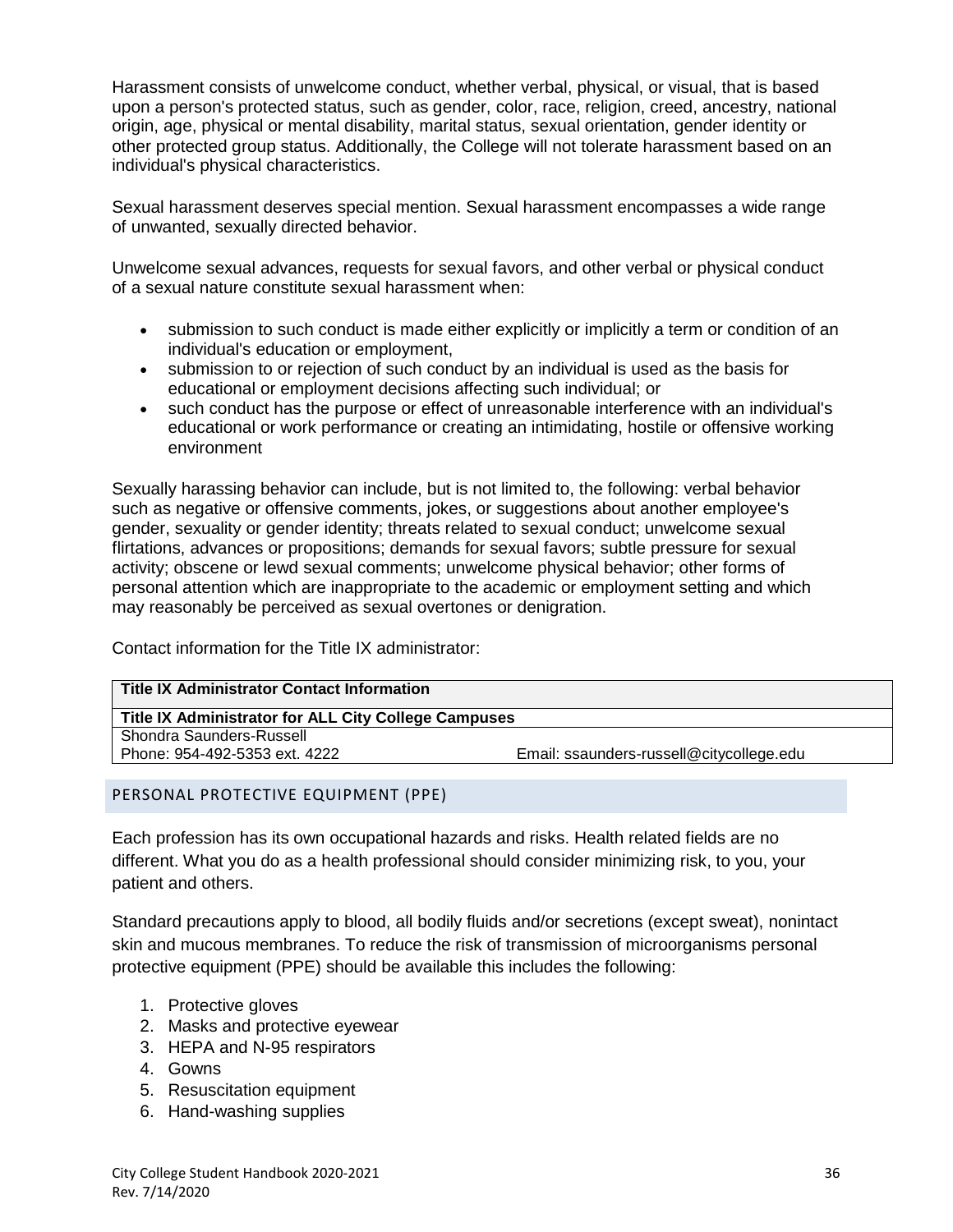Harassment consists of unwelcome conduct, whether verbal, physical, or visual, that is based upon a person's protected status, such as gender, color, race, religion, creed, ancestry, national origin, age, physical or mental disability, marital status, sexual orientation, gender identity or other protected group status. Additionally, the College will not tolerate harassment based on an individual's physical characteristics.

Sexual harassment deserves special mention. Sexual harassment encompasses a wide range of unwanted, sexually directed behavior.

Unwelcome sexual advances, requests for sexual favors, and other verbal or physical conduct of a sexual nature constitute sexual harassment when:

- submission to such conduct is made either explicitly or implicitly a term or condition of an individual's education or employment,
- submission to or rejection of such conduct by an individual is used as the basis for educational or employment decisions affecting such individual; or
- such conduct has the purpose or effect of unreasonable interference with an individual's educational or work performance or creating an intimidating, hostile or offensive working environment

Sexually harassing behavior can include, but is not limited to, the following: verbal behavior such as negative or offensive comments, jokes, or suggestions about another employee's gender, sexuality or gender identity; threats related to sexual conduct; unwelcome sexual flirtations, advances or propositions; demands for sexual favors; subtle pressure for sexual activity; obscene or lewd sexual comments; unwelcome physical behavior; other forms of personal attention which are inappropriate to the academic or employment setting and which may reasonably be perceived as sexual overtones or denigration.

Contact information for the Title IX administrator:

| **Title IX Administrator Contact Information** | |
|---|---|
| **Title IX Administrator for ALL City College Campuses** | |
| Shondra Saunders-Russell<br>Phone: 954-492-5353 ext. 4222 | Email: ssaunders-russell@citycollege.edu |

## PERSONAL PROTECTIVE EQUIPMENT (PPE)

Each profession has its own occupational hazards and risks. Health related fields are no different. What you do as a health professional should consider minimizing risk, to you, your patient and others.

Standard precautions apply to blood, all bodily fluids and/or secretions (except sweat), nonintact skin and mucous membranes. To reduce the risk of transmission of microorganisms personal protective equipment (PPE) should be available this includes the following:

1. Protective gloves
2. Masks and protective eyewear
3. HEPA and N-95 respirators
4. Gowns
5. Resuscitation equipment
6. Hand-washing supplies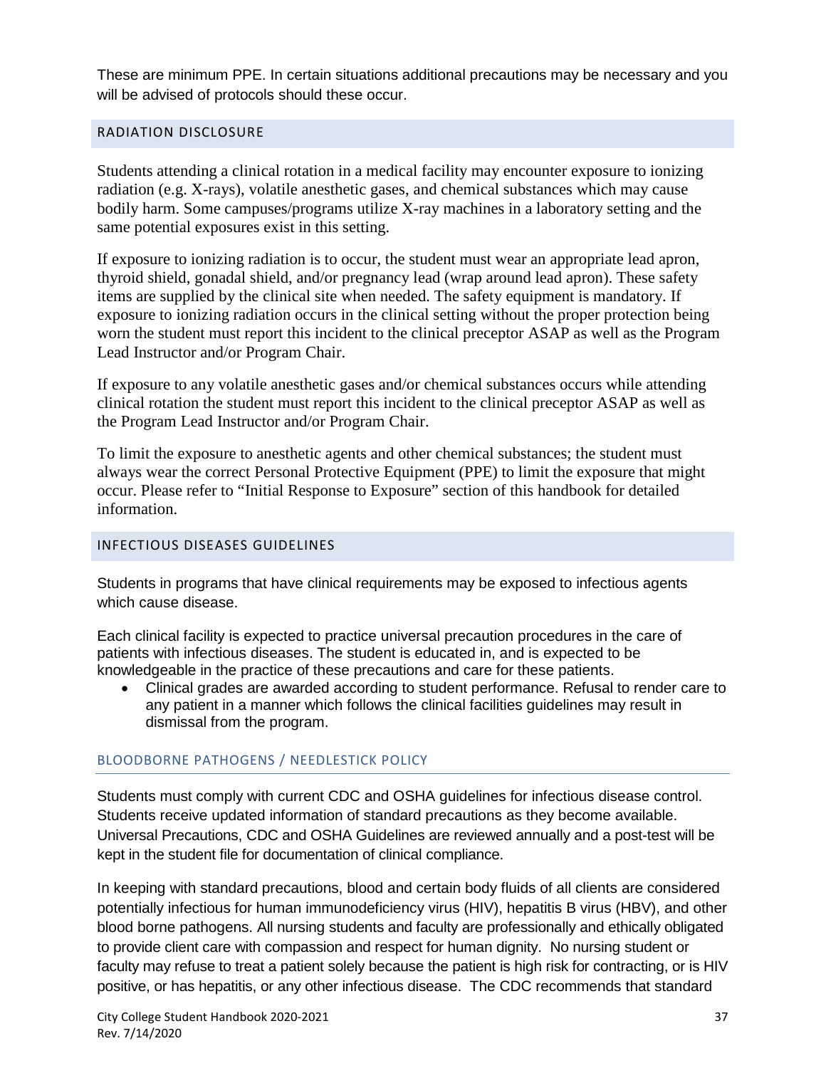These are minimum PPE. In certain situations additional precautions may be necessary and you will be advised of protocols should these occur.

## RADIATION DISCLOSURE

Students attending a clinical rotation in a medical facility may encounter exposure to ionizing radiation (e.g. X-rays), volatile anesthetic gases, and chemical substances which may cause bodily harm. Some campuses/programs utilize X-ray machines in a laboratory setting and the same potential exposures exist in this setting.

If exposure to ionizing radiation is to occur, the student must wear an appropriate lead apron, thyroid shield, gonadal shield, and/or pregnancy lead (wrap around lead apron). These safety items are supplied by the clinical site when needed. The safety equipment is mandatory. If exposure to ionizing radiation occurs in the clinical setting without the proper protection being worn the student must report this incident to the clinical preceptor ASAP as well as the Program Lead Instructor and/or Program Chair.

If exposure to any volatile anesthetic gases and/or chemical substances occurs while attending clinical rotation the student must report this incident to the clinical preceptor ASAP as well as the Program Lead Instructor and/or Program Chair.

To limit the exposure to anesthetic agents and other chemical substances; the student must always wear the correct Personal Protective Equipment (PPE) to limit the exposure that might occur. Please refer to "Initial Response to Exposure" section of this handbook for detailed information.

## INFECTIOUS DISEASES GUIDELINES

Students in programs that have clinical requirements may be exposed to infectious agents which cause disease.

Each clinical facility is expected to practice universal precaution procedures in the care of patients with infectious diseases. The student is educated in, and is expected to be knowledgeable in the practice of these precautions and care for these patients.

- Clinical grades are awarded according to student performance. Refusal to render care to any patient in a manner which follows the clinical facilities guidelines may result in dismissal from the program.

### BLOODBORNE PATHOGENS / NEEDLESTICK POLICY

Students must comply with current CDC and OSHA guidelines for infectious disease control. Students receive updated information of standard precautions as they become available. Universal Precautions, CDC and OSHA Guidelines are reviewed annually and a post-test will be kept in the student file for documentation of clinical compliance.

In keeping with standard precautions, blood and certain body fluids of all clients are considered potentially infectious for human immunodeficiency virus (HIV), hepatitis B virus (HBV), and other blood borne pathogens. All nursing students and faculty are professionally and ethically obligated to provide client care with compassion and respect for human dignity. No nursing student or faculty may refuse to treat a patient solely because the patient is high risk for contracting, or is HIV positive, or has hepatitis, or any other infectious disease. The CDC recommends that standard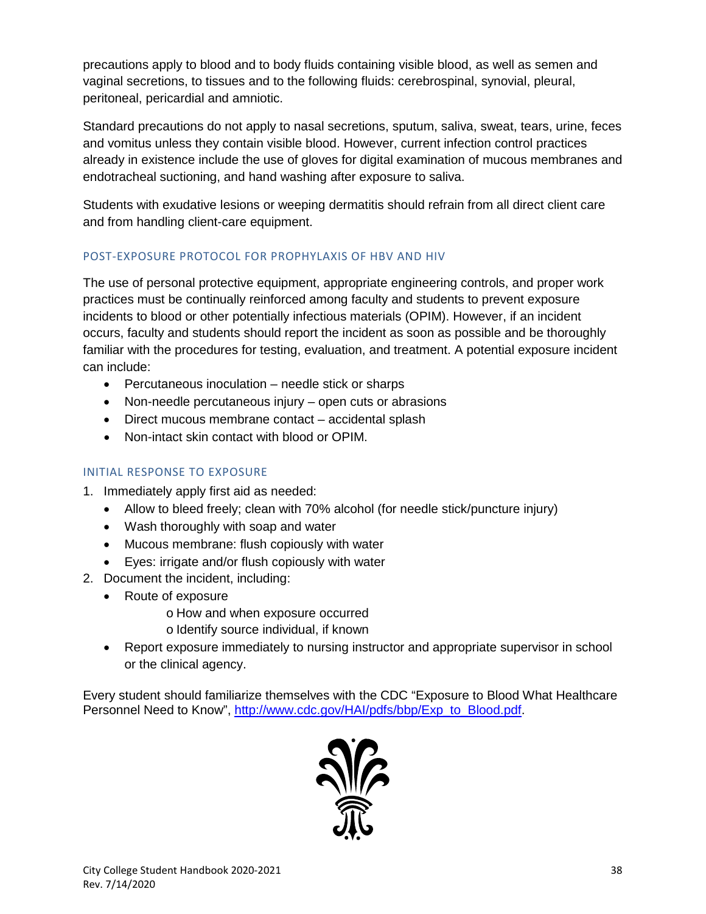precautions apply to blood and to body fluids containing visible blood, as well as semen and vaginal secretions, to tissues and to the following fluids: cerebrospinal, synovial, pleural, peritoneal, pericardial and amniotic.

Standard precautions do not apply to nasal secretions, sputum, saliva, sweat, tears, urine, feces and vomitus unless they contain visible blood. However, current infection control practices already in existence include the use of gloves for digital examination of mucous membranes and endotracheal suctioning, and hand washing after exposure to saliva.

Students with exudative lesions or weeping dermatitis should refrain from all direct client care and from handling client-care equipment.

### POST-EXPOSURE PROTOCOL FOR PROPHYLAXIS OF HBV AND HIV

The use of personal protective equipment, appropriate engineering controls, and proper work practices must be continually reinforced among faculty and students to prevent exposure incidents to blood or other potentially infectious materials (OPIM). However, if an incident occurs, faculty and students should report the incident as soon as possible and be thoroughly familiar with the procedures for testing, evaluation, and treatment. A potential exposure incident can include:

- Percutaneous inoculation – needle stick or sharps
- Non-needle percutaneous injury – open cuts or abrasions
- Direct mucous membrane contact – accidental splash
- Non-intact skin contact with blood or OPIM.

### INITIAL RESPONSE TO EXPOSURE

1. Immediately apply first aid as needed:
   - Allow to bleed freely; clean with 70% alcohol (for needle stick/puncture injury)
   - Wash thoroughly with soap and water
   - Mucous membrane: flush copiously with water
   - Eyes: irrigate and/or flush copiously with water
2. Document the incident, including:
   - Route of exposure
     - How and when exposure occurred
     - Identify source individual, if known
   - Report exposure immediately to nursing instructor and appropriate supervisor in school or the clinical agency.

Every student should familiarize themselves with the CDC "Exposure to Blood What Healthcare Personnel Need to Know", http://www.cdc.gov/HAI/pdfs/bbp/Exp_to_Blood.pdf.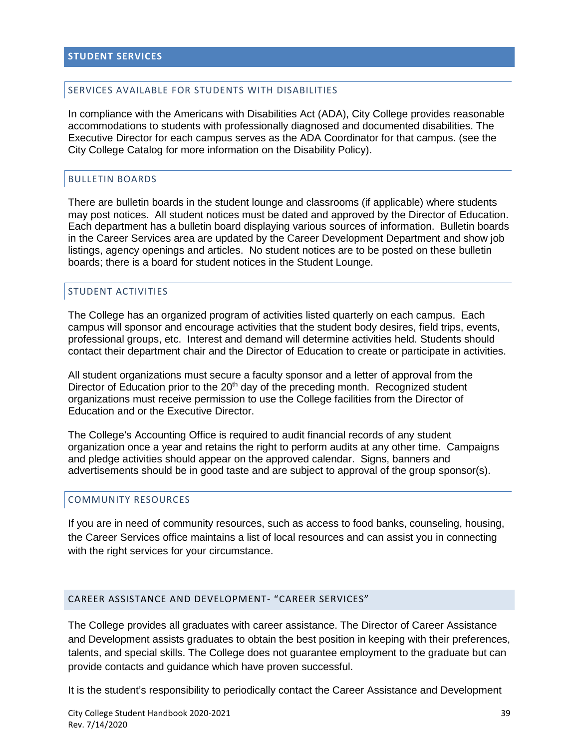## STUDENT SERVICES

### SERVICES AVAILABLE FOR STUDENTS WITH DISABILITIES

In compliance with the Americans with Disabilities Act (ADA), City College provides reasonable accommodations to students with professionally diagnosed and documented disabilities. The Executive Director for each campus serves as the ADA Coordinator for that campus. (see the City College Catalog for more information on the Disability Policy).

### BULLETIN BOARDS

There are bulletin boards in the student lounge and classrooms (if applicable) where students may post notices. All student notices must be dated and approved by the Director of Education. Each department has a bulletin board displaying various sources of information. Bulletin boards in the Career Services area are updated by the Career Development Department and show job listings, agency openings and articles. No student notices are to be posted on these bulletin boards; there is a board for student notices in the Student Lounge.

### STUDENT ACTIVITIES

The College has an organized program of activities listed quarterly on each campus. Each campus will sponsor and encourage activities that the student body desires, field trips, events, professional groups, etc. Interest and demand will determine activities held. Students should contact their department chair and the Director of Education to create or participate in activities.

All student organizations must secure a faculty sponsor and a letter of approval from the Director of Education prior to the 20th day of the preceding month. Recognized student organizations must receive permission to use the College facilities from the Director of Education and or the Executive Director.

The College's Accounting Office is required to audit financial records of any student organization once a year and retains the right to perform audits at any other time. Campaigns and pledge activities should appear on the approved calendar. Signs, banners and advertisements should be in good taste and are subject to approval of the group sponsor(s).

### COMMUNITY RESOURCES

If you are in need of community resources, such as access to food banks, counseling, housing, the Career Services office maintains a list of local resources and can assist you in connecting with the right services for your circumstance.

## CAREER ASSISTANCE AND DEVELOPMENT- "CAREER SERVICES"

The College provides all graduates with career assistance. The Director of Career Assistance and Development assists graduates to obtain the best position in keeping with their preferences, talents, and special skills. The College does not guarantee employment to the graduate but can provide contacts and guidance which have proven successful.

It is the student's responsibility to periodically contact the Career Assistance and Development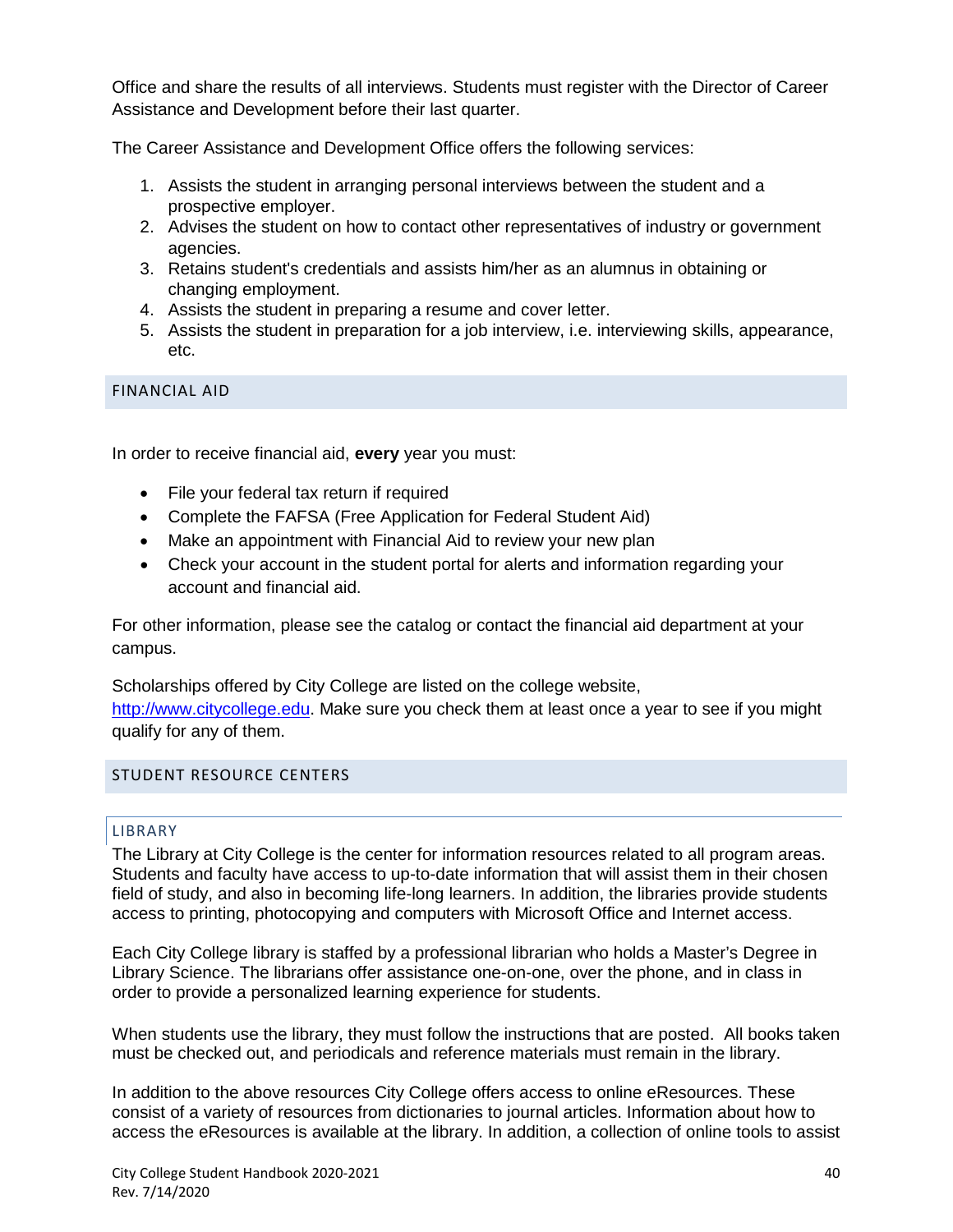Office and share the results of all interviews. Students must register with the Director of Career Assistance and Development before their last quarter.

The Career Assistance and Development Office offers the following services:

1. Assists the student in arranging personal interviews between the student and a prospective employer.
2. Advises the student on how to contact other representatives of industry or government agencies.
3. Retains student's credentials and assists him/her as an alumnus in obtaining or changing employment.
4. Assists the student in preparing a resume and cover letter.
5. Assists the student in preparation for a job interview, i.e. interviewing skills, appearance, etc.

## FINANCIAL AID

In order to receive financial aid, **every** year you must:

- File your federal tax return if required
- Complete the FAFSA (Free Application for Federal Student Aid)
- Make an appointment with Financial Aid to review your new plan
- Check your account in the student portal for alerts and information regarding your account and financial aid.

For other information, please see the catalog or contact the financial aid department at your campus.

Scholarships offered by City College are listed on the college website, [http://www.citycollege.edu](http://www.citycollege.edu). Make sure you check them at least once a year to see if you might qualify for any of them.

## STUDENT RESOURCE CENTERS

### LIBRARY

The Library at City College is the center for information resources related to all program areas. Students and faculty have access to up-to-date information that will assist them in their chosen field of study, and also in becoming life-long learners. In addition, the libraries provide students access to printing, photocopying and computers with Microsoft Office and Internet access.

Each City College library is staffed by a professional librarian who holds a Master's Degree in Library Science. The librarians offer assistance one-on-one, over the phone, and in class in order to provide a personalized learning experience for students.

When students use the library, they must follow the instructions that are posted. All books taken must be checked out, and periodicals and reference materials must remain in the library.

In addition to the above resources City College offers access to online eResources. These consist of a variety of resources from dictionaries to journal articles. Information about how to access the eResources is available at the library. In addition, a collection of online tools to assist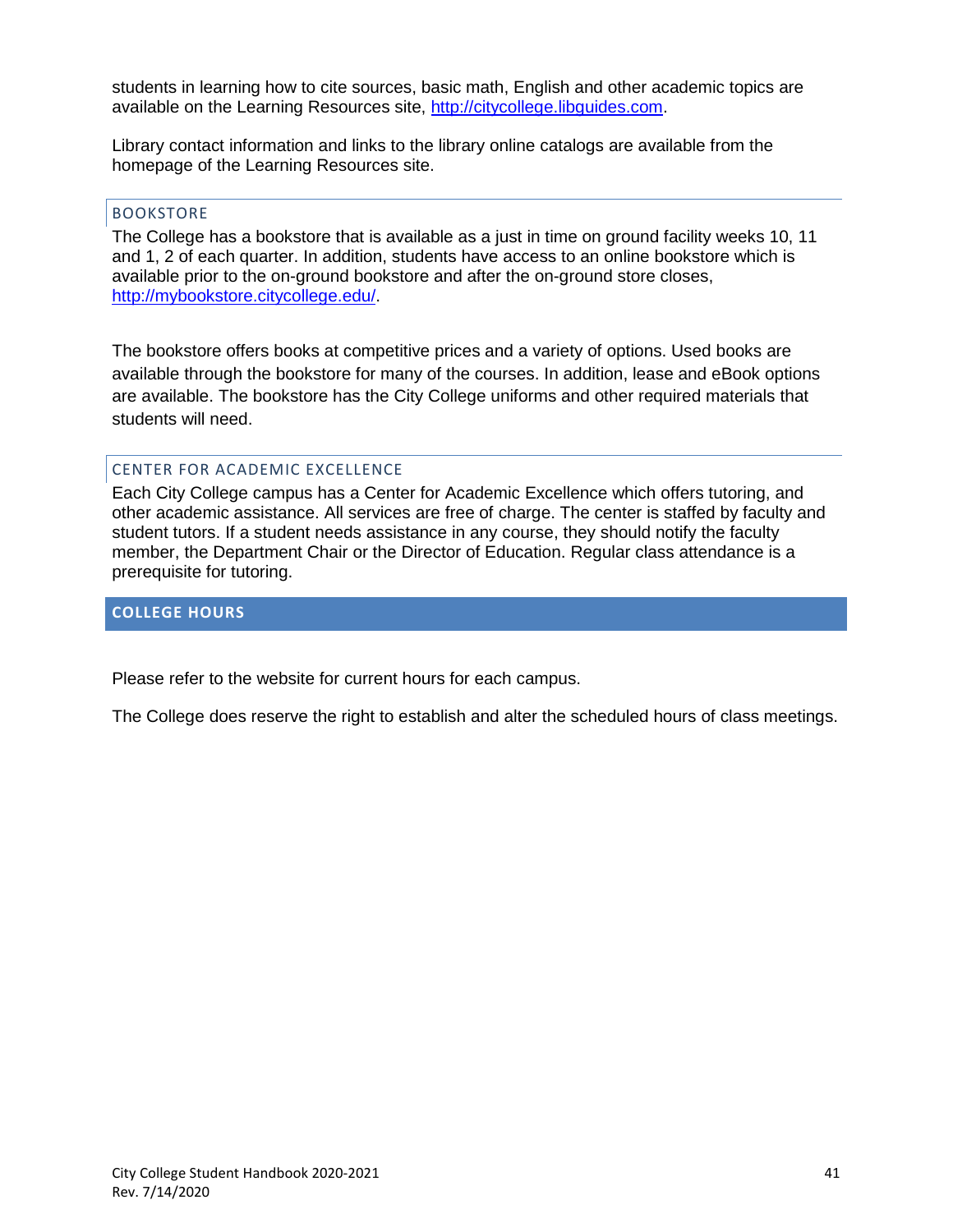students in learning how to cite sources, basic math, English and other academic topics are available on the Learning Resources site, http://citycollege.libguides.com.

Library contact information and links to the library online catalogs are available from the homepage of the Learning Resources site.

### BOOKSTORE

The College has a bookstore that is available as a just in time on ground facility weeks 10, 11 and 1, 2 of each quarter. In addition, students have access to an online bookstore which is available prior to the on-ground bookstore and after the on-ground store closes, http://mybookstore.citycollege.edu/.

The bookstore offers books at competitive prices and a variety of options. Used books are available through the bookstore for many of the courses. In addition, lease and eBook options are available. The bookstore has the City College uniforms and other required materials that students will need.

### CENTER FOR ACADEMIC EXCELLENCE

Each City College campus has a Center for Academic Excellence which offers tutoring, and other academic assistance. All services are free of charge. The center is staffed by faculty and student tutors. If a student needs assistance in any course, they should notify the faculty member, the Department Chair or the Director of Education. Regular class attendance is a prerequisite for tutoring.

## COLLEGE HOURS

Please refer to the website for current hours for each campus.

The College does reserve the right to establish and alter the scheduled hours of class meetings.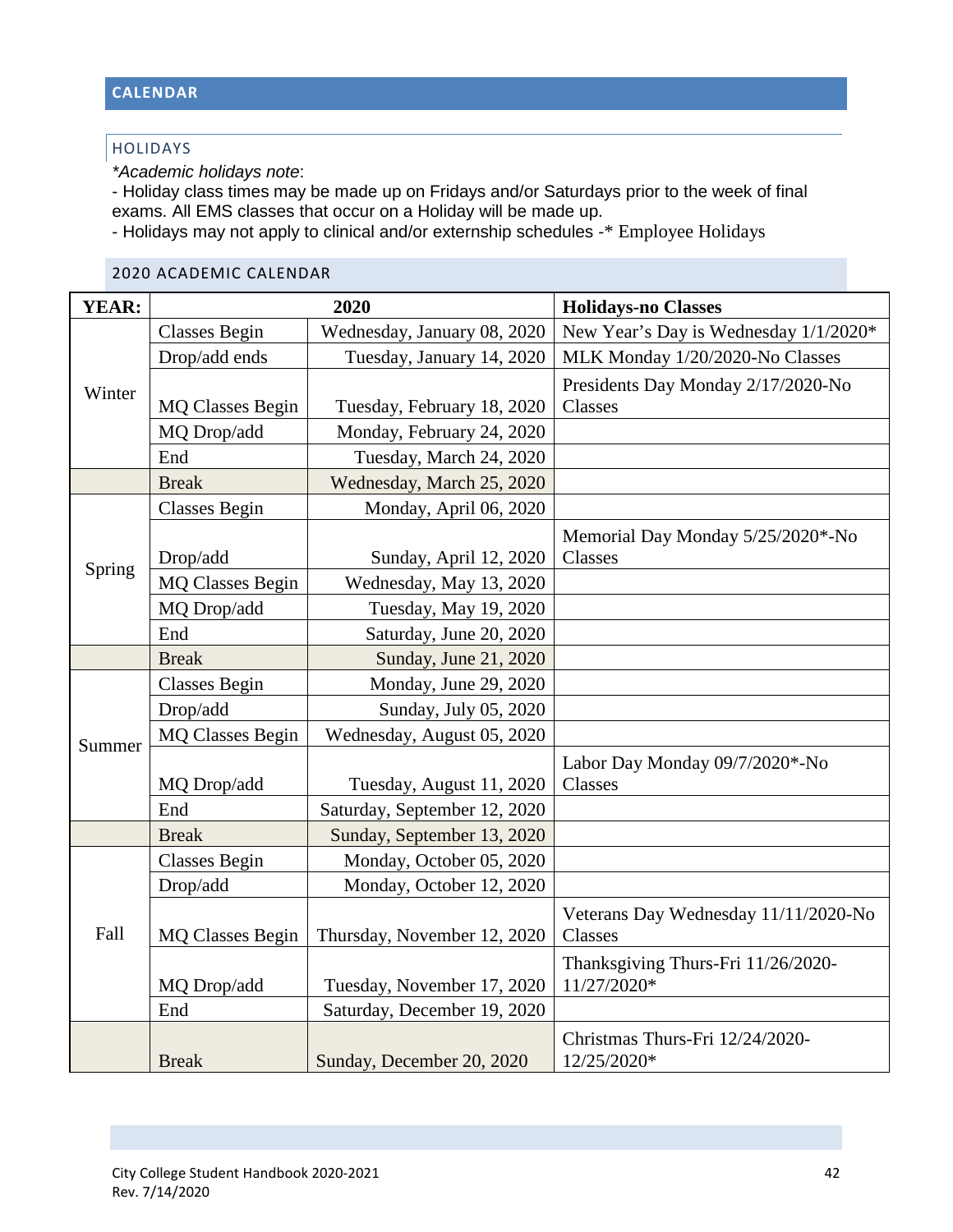## CALENDAR

### HOLIDAYS

*\*Academic holidays note*:

- Holiday class times may be made up on Fridays and/or Saturdays prior to the week of final exams. All EMS classes that occur on a Holiday will be made up.
- Holidays may not apply to clinical and/or externship schedules -* Employee Holidays

### 2020 ACADEMIC CALENDAR

| YEAR: | 2020 | | Holidays-no Classes |
|---|---|---|---|
| Winter | Classes Begin | Wednesday, January 08, 2020 | New Year's Day is Wednesday 1/1/2020* |
| | Drop/add ends | Tuesday, January 14, 2020 | MLK Monday 1/20/2020-No Classes |
| | MQ Classes Begin | Tuesday, February 18, 2020 | Presidents Day Monday 2/17/2020-No Classes |
| | MQ Drop/add | Monday, February 24, 2020 | |
| | End | Tuesday, March 24, 2020 | |
| | Break | Wednesday, March 25, 2020 | |
| Spring | Classes Begin | Monday, April 06, 2020 | |
| | Drop/add | Sunday, April 12, 2020 | Memorial Day Monday 5/25/2020*-No Classes |
| | MQ Classes Begin | Wednesday, May 13, 2020 | |
| | MQ Drop/add | Tuesday, May 19, 2020 | |
| | End | Saturday, June 20, 2020 | |
| | Break | Sunday, June 21, 2020 | |
| Summer | Classes Begin | Monday, June 29, 2020 | |
| | Drop/add | Sunday, July 05, 2020 | |
| | MQ Classes Begin | Wednesday, August 05, 2020 | |
| | MQ Drop/add | Tuesday, August 11, 2020 | Labor Day Monday 09/7/2020*-No Classes |
| | End | Saturday, September 12, 2020 | |
| | Break | Sunday, September 13, 2020 | |
| Fall | Classes Begin | Monday, October 05, 2020 | |
| | Drop/add | Monday, October 12, 2020 | |
| | MQ Classes Begin | Thursday, November 12, 2020 | Veterans Day Wednesday 11/11/2020-No Classes |
| | MQ Drop/add | Tuesday, November 17, 2020 | Thanksgiving Thurs-Fri 11/26/2020-11/27/2020* |
| | End | Saturday, December 19, 2020 | |
| | Break | Sunday, December 20, 2020 | Christmas Thurs-Fri 12/24/2020-12/25/2020* |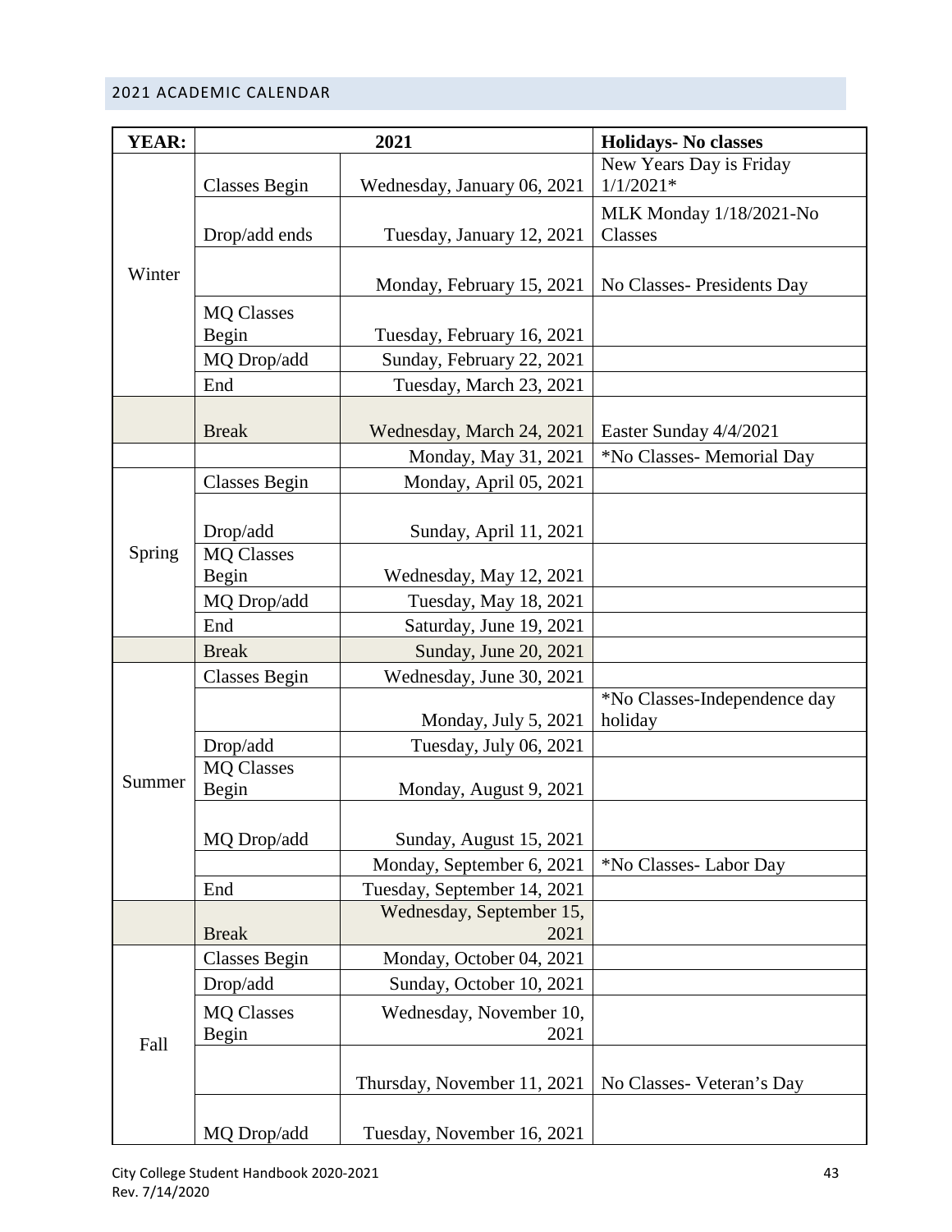## 2021 ACADEMIC CALENDAR

| YEAR: | 2021 | | Holidays- No classes |
|---|---|---|---|
| Winter | Classes Begin | Wednesday, January 06, 2021 | New Years Day is Friday 1/1/2021* |
| | Drop/add ends | Tuesday, January 12, 2021 | MLK Monday 1/18/2021-No Classes |
| | | Monday, February 15, 2021 | No Classes- Presidents Day |
| | MQ Classes Begin | Tuesday, February 16, 2021 | |
| | MQ Drop/add | Sunday, February 22, 2021 | |
| | End | Tuesday, March 23, 2021 | |
| | Break | Wednesday, March 24, 2021 | Easter Sunday 4/4/2021 |
| | | Monday, May 31, 2021 | *No Classes- Memorial Day |
| Spring | Classes Begin | Monday, April 05, 2021 | |
| | Drop/add | Sunday, April 11, 2021 | |
| | MQ Classes Begin | Wednesday, May 12, 2021 | |
| | MQ Drop/add | Tuesday, May 18, 2021 | |
| | End | Saturday, June 19, 2021 | |
| | Break | Sunday, June 20, 2021 | |
| Summer | Classes Begin | Wednesday, June 30, 2021 | |
| | | Monday, July 5, 2021 | *No Classes-Independence day holiday |
| | Drop/add | Tuesday, July 06, 2021 | |
| | MQ Classes Begin | Monday, August 9, 2021 | |
| | MQ Drop/add | Sunday, August 15, 2021 | |
| | | Monday, September 6, 2021 | *No Classes- Labor Day |
| | End | Tuesday, September 14, 2021 | |
| | Break | Wednesday, September 15, 2021 | |
| Fall | Classes Begin | Monday, October 04, 2021 | |
| | Drop/add | Sunday, October 10, 2021 | |
| | MQ Classes Begin | Wednesday, November 10, 2021 | |
| | | Thursday, November 11, 2021 | No Classes- Veteran's Day |
| | MQ Drop/add | Tuesday, November 16, 2021 | |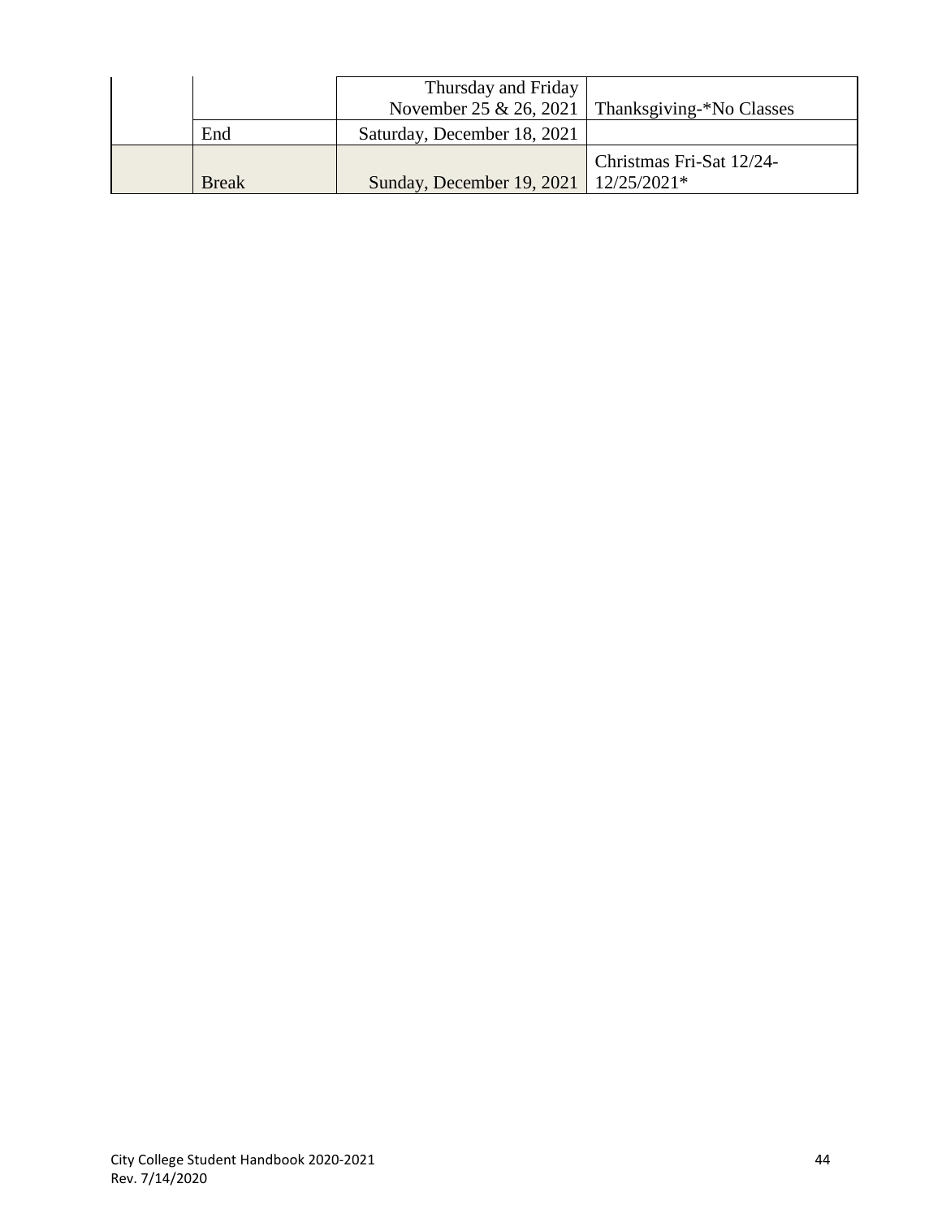| | | | |
|---|---|---|---|
| | | Thursday and Friday November 25 & 26, 2021 | Thanksgiving-*No Classes |
| | End | Saturday, December 18, 2021 | |
| | Break | Sunday, December 19, 2021 | Christmas Fri-Sat 12/24-12/25/2021* |